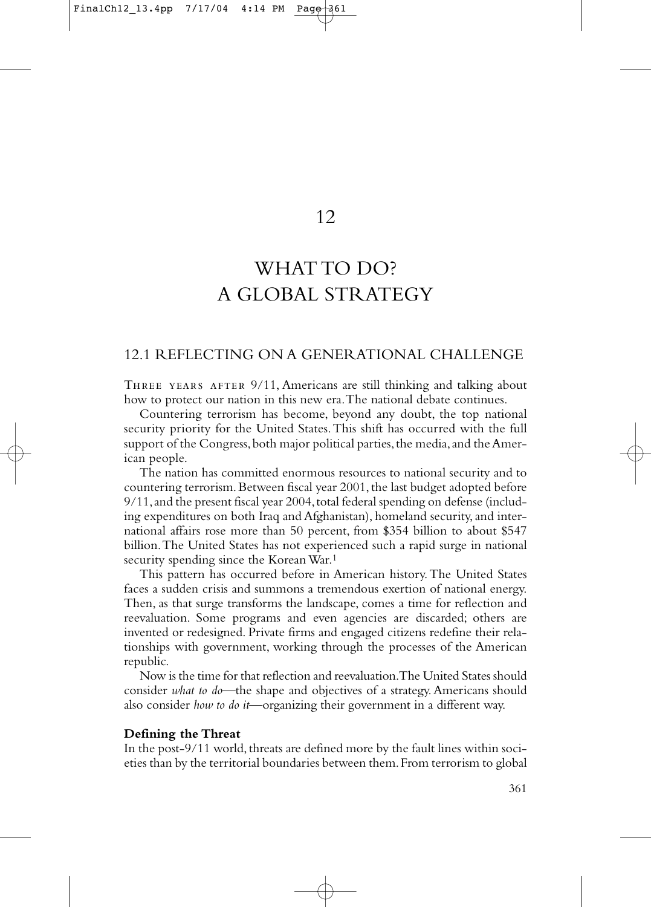# 12

# WHAT TO DO? A GLOBAL STRATEGY

## 12.1 REFLECTING ON A GENERATIONAL CHALLENGE

THREE YEARS AFTER 9/11, Americans are still thinking and talking about how to protect our nation in this new era. The national debate continues.

Countering terrorism has become, beyond any doubt, the top national security priority for the United States. This shift has occurred with the full support of the Congress, both major political parties, the media, and the American people.

The nation has committed enormous resources to national security and to countering terrorism. Between fiscal year 2001, the last budget adopted before 9/11, and the present fiscal year 2004, total federal spending on defense (including expenditures on both Iraq and Afghanistan), homeland security, and international affairs rose more than 50 percent, from $354 billion to about $547 billion. The United States has not experienced such a rapid surge in national security spending since the Korean War.[1]

This pattern has occurred before in American history. The United States faces a sudden crisis and summons a tremendous exertion of national energy. Then, as that surge transforms the landscape, comes a time for reflection and reevaluation. Some programs and even agencies are discarded; others are invented or redesigned. Private firms and engaged citizens redefine their relationships with government, working through the processes of the American republic.

Now is the time for that reflection and reevaluation. The United States should consider *what to do*—the shape and objectives of a strategy. Americans should also consider *how to do it*—organizing their government in a different way.

**Defining the Threat**

In the post-9/11 world, threats are defined more by the fault lines within societies than by the territorial boundaries between them. From terrorism to global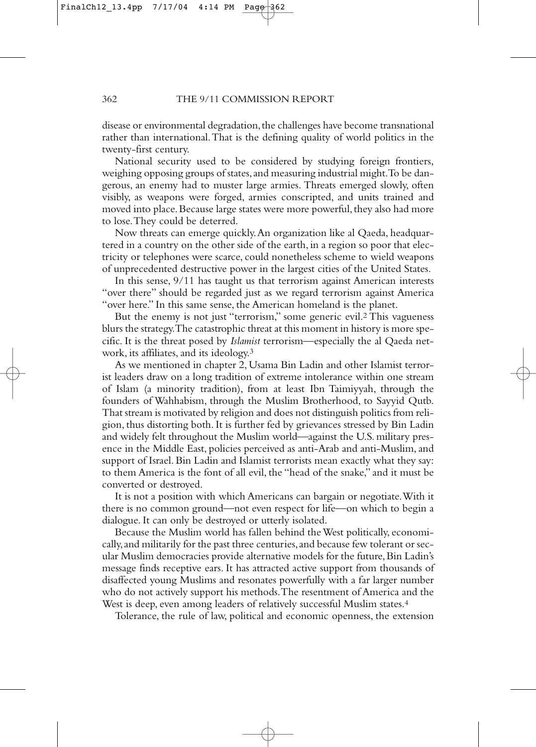disease or environmental degradation, the challenges have become transnational rather than international. That is the defining quality of world politics in the twenty-first century.

National security used to be considered by studying foreign frontiers, weighing opposing groups of states, and measuring industrial might. To be dangerous, an enemy had to muster large armies. Threats emerged slowly, often visibly, as weapons were forged, armies conscripted, and units trained and moved into place. Because large states were more powerful, they also had more to lose. They could be deterred.

Now threats can emerge quickly. An organization like al Qaeda, headquartered in a country on the other side of the earth, in a region so poor that electricity or telephones were scarce, could nonetheless scheme to wield weapons of unprecedented destructive power in the largest cities of the United States.

In this sense, 9/11 has taught us that terrorism against American interests "over there" should be regarded just as we regard terrorism against America "over here." In this same sense, the American homeland is the planet.

But the enemy is not just "terrorism," some generic evil.[2] This vagueness blurs the strategy. The catastrophic threat at this moment in history is more specific. It is the threat posed by *Islamist* terrorism—especially the al Qaeda network, its affiliates, and its ideology.[3]

As we mentioned in chapter 2, Usama Bin Ladin and other Islamist terrorist leaders draw on a long tradition of extreme intolerance within one stream of Islam (a minority tradition), from at least Ibn Taimiyyah, through the founders of Wahhabism, through the Muslim Brotherhood, to Sayyid Qutb. That stream is motivated by religion and does not distinguish politics from religion, thus distorting both. It is further fed by grievances stressed by Bin Ladin and widely felt throughout the Muslim world—against the U.S. military presence in the Middle East, policies perceived as anti-Arab and anti-Muslim, and support of Israel. Bin Ladin and Islamist terrorists mean exactly what they say: to them America is the font of all evil, the "head of the snake," and it must be converted or destroyed.

It is not a position with which Americans can bargain or negotiate. With it there is no common ground—not even respect for life—on which to begin a dialogue. It can only be destroyed or utterly isolated.

Because the Muslim world has fallen behind the West politically, economically, and militarily for the past three centuries, and because few tolerant or secular Muslim democracies provide alternative models for the future, Bin Ladin's message finds receptive ears. It has attracted active support from thousands of disaffected young Muslims and resonates powerfully with a far larger number who do not actively support his methods. The resentment of America and the West is deep, even among leaders of relatively successful Muslim states.[4]

Tolerance, the rule of law, political and economic openness, the extension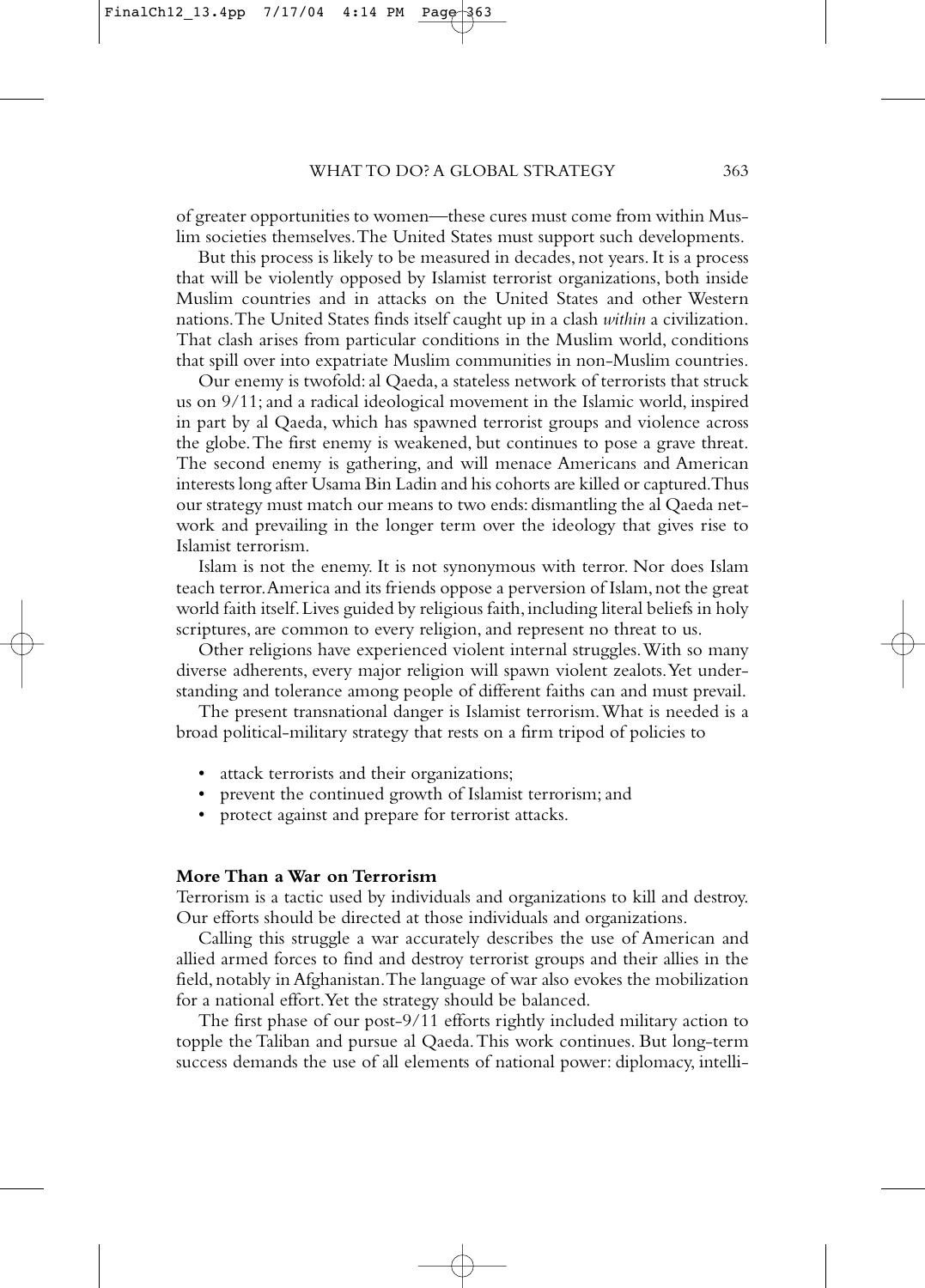of greater opportunities to women—these cures must come from within Muslim societies themselves. The United States must support such developments.

But this process is likely to be measured in decades, not years. It is a process that will be violently opposed by Islamist terrorist organizations, both inside Muslim countries and in attacks on the United States and other Western nations. The United States finds itself caught up in a clash *within* a civilization. That clash arises from particular conditions in the Muslim world, conditions that spill over into expatriate Muslim communities in non-Muslim countries.

Our enemy is twofold: al Qaeda, a stateless network of terrorists that struck us on 9/11; and a radical ideological movement in the Islamic world, inspired in part by al Qaeda, which has spawned terrorist groups and violence across the globe. The first enemy is weakened, but continues to pose a grave threat. The second enemy is gathering, and will menace Americans and American interests long after Usama Bin Ladin and his cohorts are killed or captured. Thus our strategy must match our means to two ends: dismantling the al Qaeda network and prevailing in the longer term over the ideology that gives rise to Islamist terrorism.

Islam is not the enemy. It is not synonymous with terror. Nor does Islam teach terror. America and its friends oppose a perversion of Islam, not the great world faith itself. Lives guided by religious faith, including literal beliefs in holy scriptures, are common to every religion, and represent no threat to us.

Other religions have experienced violent internal struggles. With so many diverse adherents, every major religion will spawn violent zealots. Yet understanding and tolerance among people of different faiths can and must prevail.

The present transnational danger is Islamist terrorism. What is needed is a broad political-military strategy that rests on a firm tripod of policies to

- attack terrorists and their organizations;
- prevent the continued growth of Islamist terrorism; and
- protect against and prepare for terrorist attacks.

**More Than a War on Terrorism**

Terrorism is a tactic used by individuals and organizations to kill and destroy. Our efforts should be directed at those individuals and organizations.

Calling this struggle a war accurately describes the use of American and allied armed forces to find and destroy terrorist groups and their allies in the field, notably in Afghanistan. The language of war also evokes the mobilization for a national effort. Yet the strategy should be balanced.

The first phase of our post-9/11 efforts rightly included military action to topple the Taliban and pursue al Qaeda. This work continues. But long-term success demands the use of all elements of national power: diplomacy, intelli-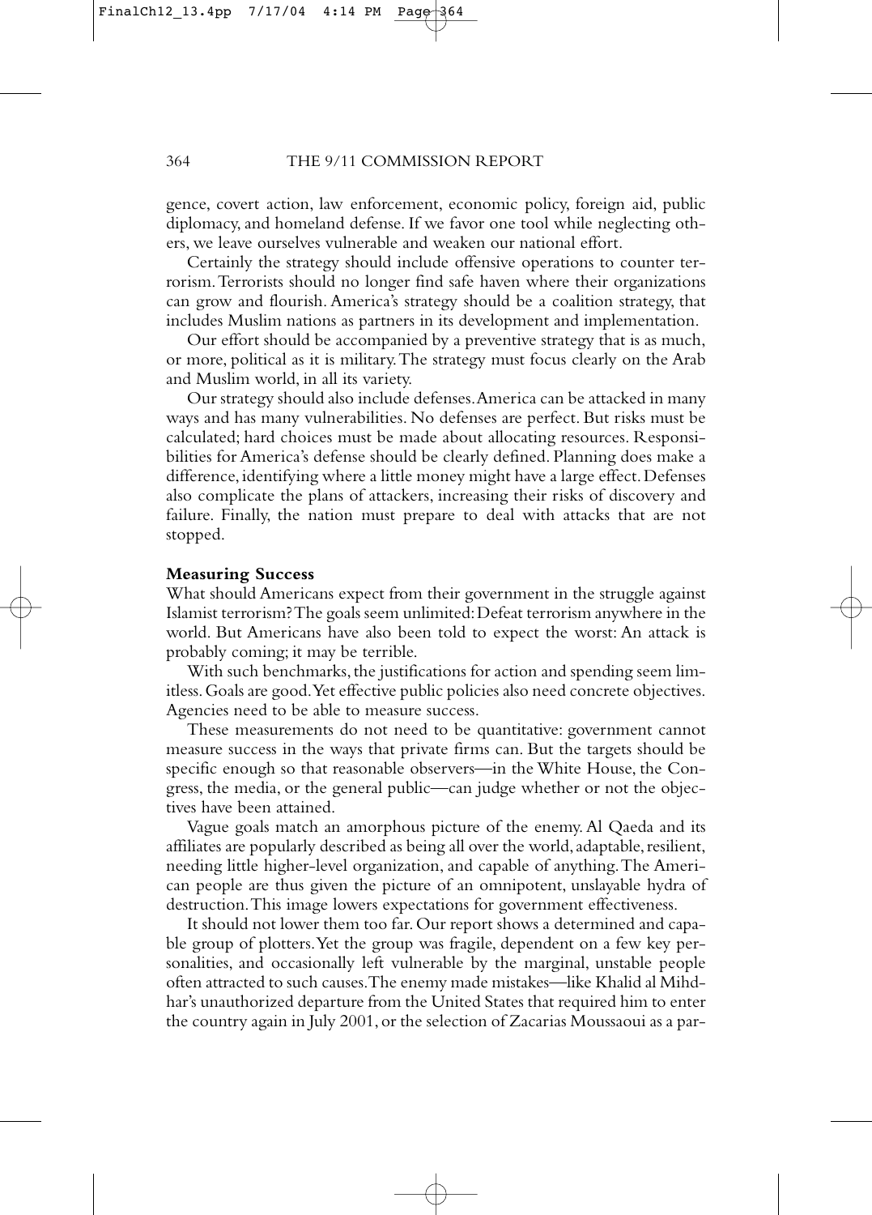gence, covert action, law enforcement, economic policy, foreign aid, public diplomacy, and homeland defense. If we favor one tool while neglecting others, we leave ourselves vulnerable and weaken our national effort.

Certainly the strategy should include offensive operations to counter terrorism. Terrorists should no longer find safe haven where their organizations can grow and flourish. America's strategy should be a coalition strategy, that includes Muslim nations as partners in its development and implementation.

Our effort should be accompanied by a preventive strategy that is as much, or more, political as it is military. The strategy must focus clearly on the Arab and Muslim world, in all its variety.

Our strategy should also include defenses. America can be attacked in many ways and has many vulnerabilities. No defenses are perfect. But risks must be calculated; hard choices must be made about allocating resources. Responsibilities for America's defense should be clearly defined. Planning does make a difference, identifying where a little money might have a large effect. Defenses also complicate the plans of attackers, increasing their risks of discovery and failure. Finally, the nation must prepare to deal with attacks that are not stopped.

**Measuring Success**

What should Americans expect from their government in the struggle against Islamist terrorism? The goals seem unlimited: Defeat terrorism anywhere in the world. But Americans have also been told to expect the worst: An attack is probably coming; it may be terrible.

With such benchmarks, the justifications for action and spending seem limitless. Goals are good. Yet effective public policies also need concrete objectives. Agencies need to be able to measure success.

These measurements do not need to be quantitative: government cannot measure success in the ways that private firms can. But the targets should be specific enough so that reasonable observers—in the White House, the Congress, the media, or the general public—can judge whether or not the objectives have been attained.

Vague goals match an amorphous picture of the enemy. Al Qaeda and its affiliates are popularly described as being all over the world, adaptable, resilient, needing little higher-level organization, and capable of anything. The American people are thus given the picture of an omnipotent, unslayable hydra of destruction. This image lowers expectations for government effectiveness.

It should not lower them too far. Our report shows a determined and capable group of plotters. Yet the group was fragile, dependent on a few key personalities, and occasionally left vulnerable by the marginal, unstable people often attracted to such causes. The enemy made mistakes—like Khalid al Mihdhar's unauthorized departure from the United States that required him to enter the country again in July 2001, or the selection of Zacarias Moussaoui as a par-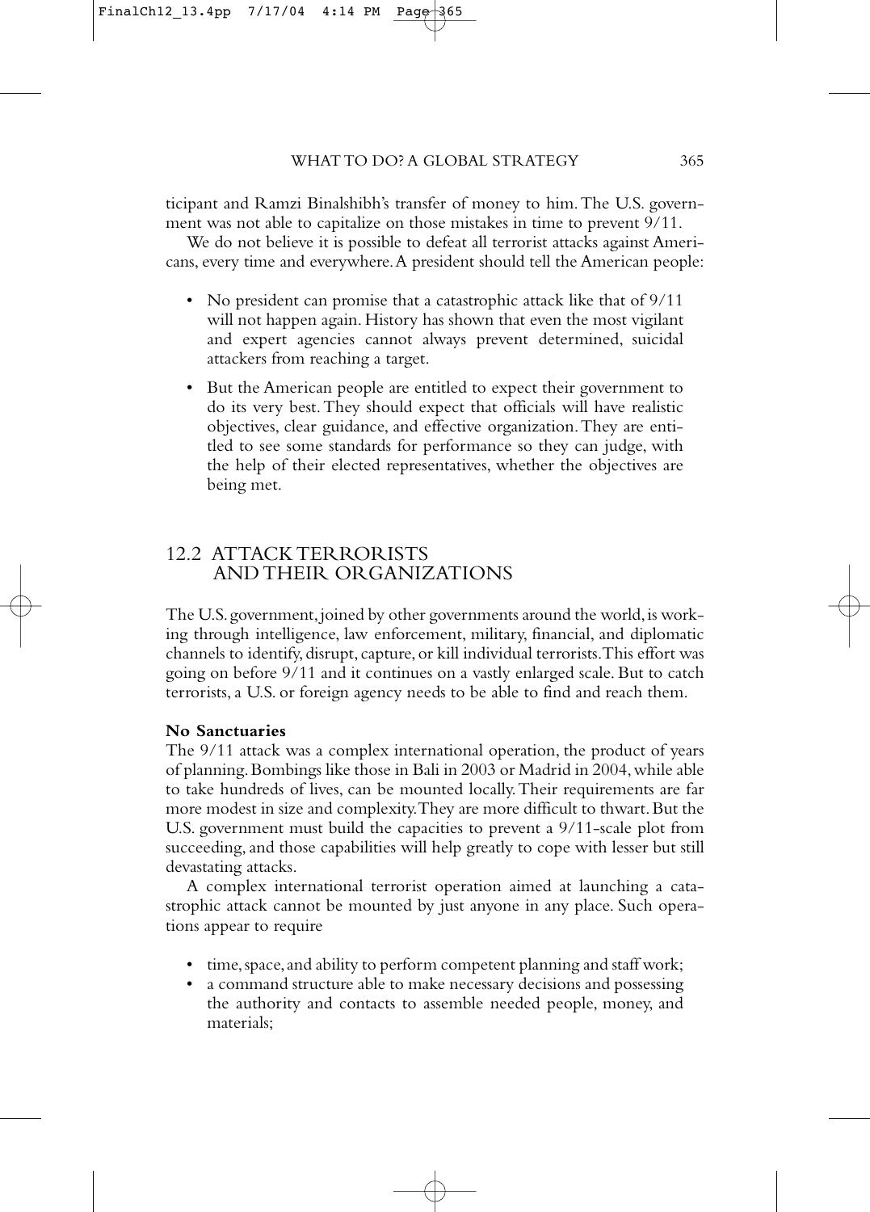ticipant and Ramzi Binalshibh's transfer of money to him. The U.S. government was not able to capitalize on those mistakes in time to prevent 9/11.

We do not believe it is possible to defeat all terrorist attacks against Americans, every time and everywhere. A president should tell the American people:

- No president can promise that a catastrophic attack like that of 9/11 will not happen again. History has shown that even the most vigilant and expert agencies cannot always prevent determined, suicidal attackers from reaching a target.
- But the American people are entitled to expect their government to do its very best. They should expect that officials will have realistic objectives, clear guidance, and effective organization. They are entitled to see some standards for performance so they can judge, with the help of their elected representatives, whether the objectives are being met.

## 12.2 ATTACK TERRORISTS AND THEIR ORGANIZATIONS

The U.S. government, joined by other governments around the world, is working through intelligence, law enforcement, military, financial, and diplomatic channels to identify, disrupt, capture, or kill individual terrorists. This effort was going on before 9/11 and it continues on a vastly enlarged scale. But to catch terrorists, a U.S. or foreign agency needs to be able to find and reach them.

**No Sanctuaries**

The 9/11 attack was a complex international operation, the product of years of planning. Bombings like those in Bali in 2003 or Madrid in 2004, while able to take hundreds of lives, can be mounted locally. Their requirements are far more modest in size and complexity. They are more difficult to thwart. But the U.S. government must build the capacities to prevent a 9/11-scale plot from succeeding, and those capabilities will help greatly to cope with lesser but still devastating attacks.

A complex international terrorist operation aimed at launching a catastrophic attack cannot be mounted by just anyone in any place. Such operations appear to require

- time, space, and ability to perform competent planning and staff work;
- a command structure able to make necessary decisions and possessing the authority and contacts to assemble needed people, money, and materials;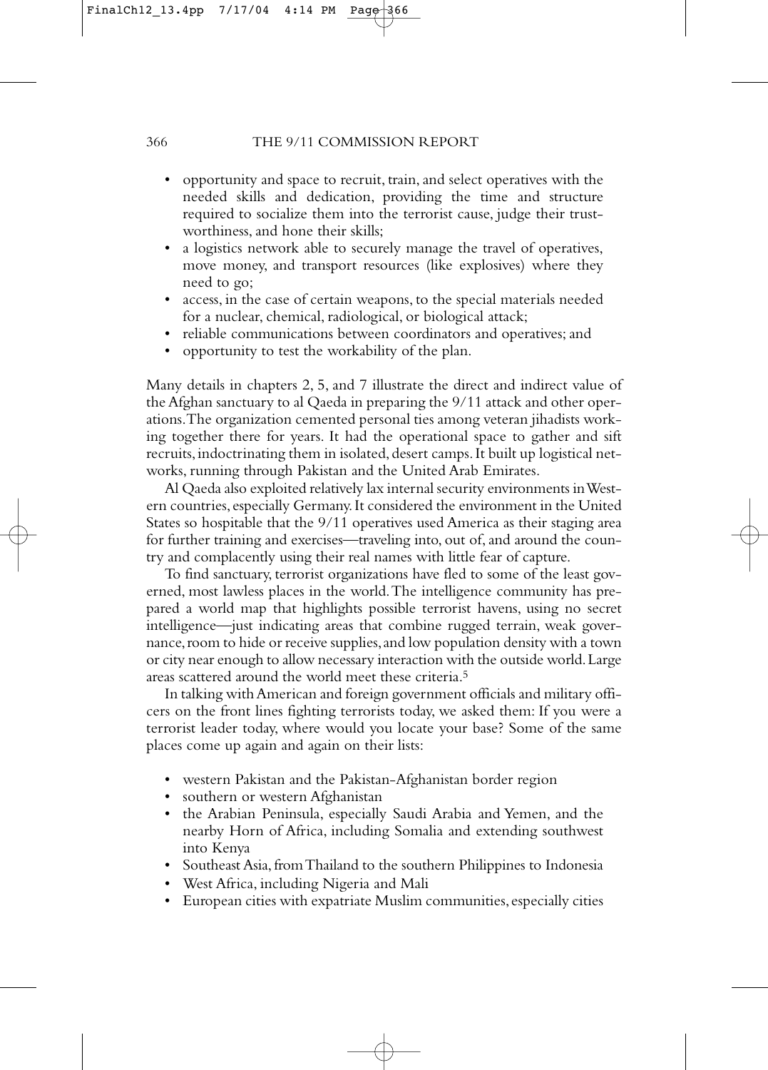- opportunity and space to recruit, train, and select operatives with the needed skills and dedication, providing the time and structure required to socialize them into the terrorist cause, judge their trustworthiness, and hone their skills;
- a logistics network able to securely manage the travel of operatives, move money, and transport resources (like explosives) where they need to go;
- access, in the case of certain weapons, to the special materials needed for a nuclear, chemical, radiological, or biological attack;
- reliable communications between coordinators and operatives; and
- opportunity to test the workability of the plan.

Many details in chapters 2, 5, and 7 illustrate the direct and indirect value of the Afghan sanctuary to al Qaeda in preparing the 9/11 attack and other operations. The organization cemented personal ties among veteran jihadists working together there for years. It had the operational space to gather and sift recruits, indoctrinating them in isolated, desert camps. It built up logistical networks, running through Pakistan and the United Arab Emirates.

Al Qaeda also exploited relatively lax internal security environments in Western countries, especially Germany. It considered the environment in the United States so hospitable that the 9/11 operatives used America as their staging area for further training and exercises—traveling into, out of, and around the country and complacently using their real names with little fear of capture.

To find sanctuary, terrorist organizations have fled to some of the least governed, most lawless places in the world. The intelligence community has prepared a world map that highlights possible terrorist havens, using no secret intelligence—just indicating areas that combine rugged terrain, weak governance, room to hide or receive supplies, and low population density with a town or city near enough to allow necessary interaction with the outside world. Large areas scattered around the world meet these criteria.[5]

In talking with American and foreign government officials and military officers on the front lines fighting terrorists today, we asked them: If you were a terrorist leader today, where would you locate your base? Some of the same places come up again and again on their lists:

- western Pakistan and the Pakistan-Afghanistan border region
- southern or western Afghanistan
- the Arabian Peninsula, especially Saudi Arabia and Yemen, and the nearby Horn of Africa, including Somalia and extending southwest into Kenya
- Southeast Asia, from Thailand to the southern Philippines to Indonesia
- West Africa, including Nigeria and Mali
- European cities with expatriate Muslim communities, especially cities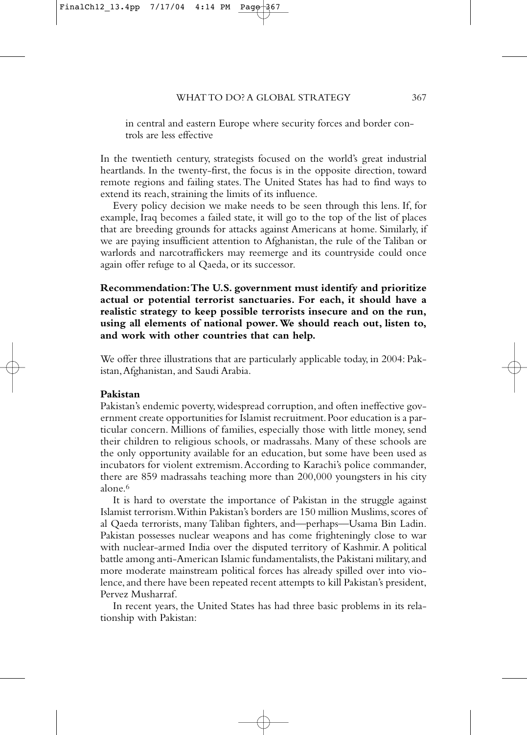in central and eastern Europe where security forces and border controls are less effective

In the twentieth century, strategists focused on the world's great industrial heartlands. In the twenty-first, the focus is in the opposite direction, toward remote regions and failing states. The United States has had to find ways to extend its reach, straining the limits of its influence.

Every policy decision we make needs to be seen through this lens. If, for example, Iraq becomes a failed state, it will go to the top of the list of places that are breeding grounds for attacks against Americans at home. Similarly, if we are paying insufficient attention to Afghanistan, the rule of the Taliban or warlords and narcotraffickers may reemerge and its countryside could once again offer refuge to al Qaeda, or its successor.

**Recommendation: The U.S. government must identify and prioritize actual or potential terrorist sanctuaries. For each, it should have a realistic strategy to keep possible terrorists insecure and on the run, using all elements of national power. We should reach out, listen to, and work with other countries that can help.**

We offer three illustrations that are particularly applicable today, in 2004: Pakistan, Afghanistan, and Saudi Arabia.

**Pakistan**

Pakistan's endemic poverty, widespread corruption, and often ineffective government create opportunities for Islamist recruitment. Poor education is a particular concern. Millions of families, especially those with little money, send their children to religious schools, or madrassahs. Many of these schools are the only opportunity available for an education, but some have been used as incubators for violent extremism. According to Karachi's police commander, there are 859 madrassahs teaching more than 200,000 youngsters in his city alone.[6]

It is hard to overstate the importance of Pakistan in the struggle against Islamist terrorism. Within Pakistan's borders are 150 million Muslims, scores of al Qaeda terrorists, many Taliban fighters, and—perhaps—Usama Bin Ladin. Pakistan possesses nuclear weapons and has come frighteningly close to war with nuclear-armed India over the disputed territory of Kashmir. A political battle among anti-American Islamic fundamentalists, the Pakistani military, and more moderate mainstream political forces has already spilled over into violence, and there have been repeated recent attempts to kill Pakistan's president, Pervez Musharraf.

In recent years, the United States has had three basic problems in its relationship with Pakistan: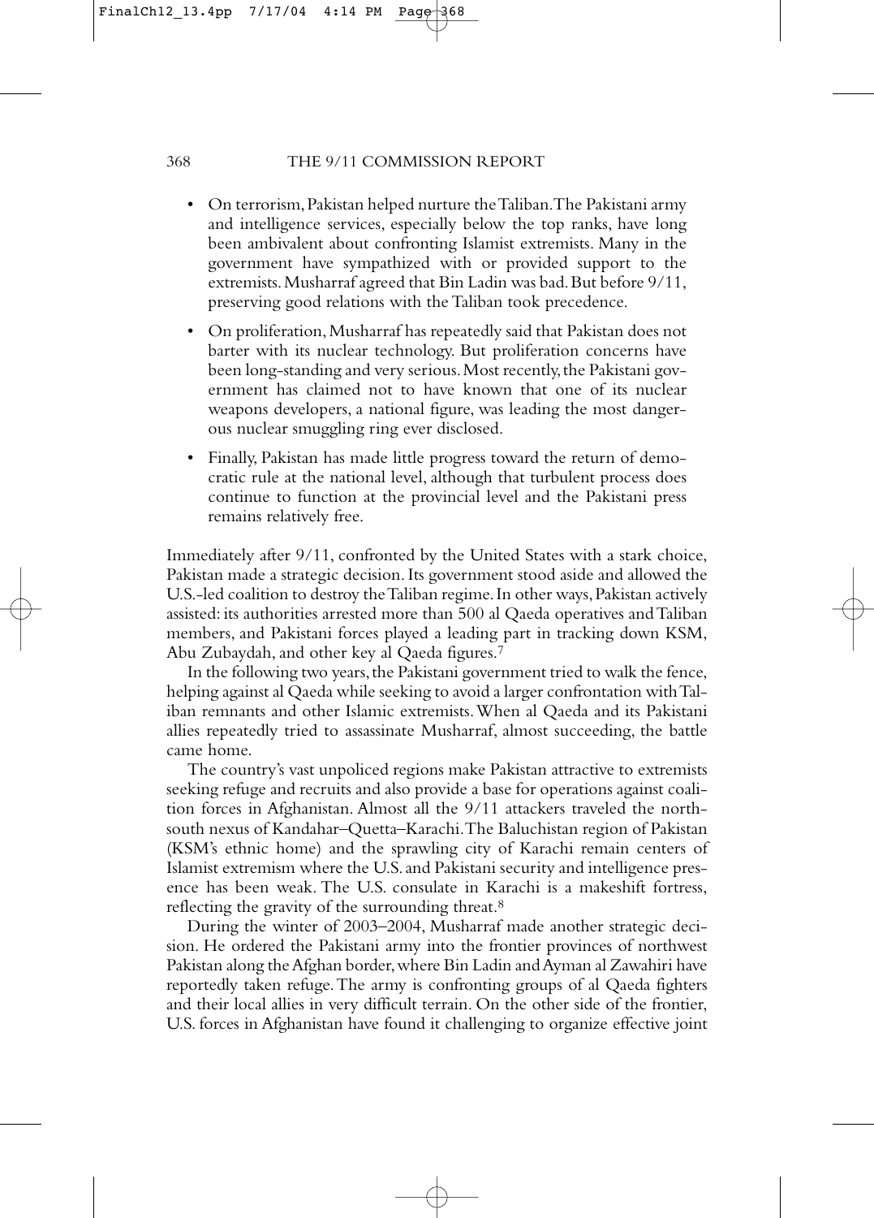- On terrorism, Pakistan helped nurture the Taliban. The Pakistani army and intelligence services, especially below the top ranks, have long been ambivalent about confronting Islamist extremists. Many in the government have sympathized with or provided support to the extremists. Musharraf agreed that Bin Ladin was bad. But before 9/11, preserving good relations with the Taliban took precedence.
- On proliferation, Musharraf has repeatedly said that Pakistan does not barter with its nuclear technology. But proliferation concerns have been long-standing and very serious. Most recently, the Pakistani government has claimed not to have known that one of its nuclear weapons developers, a national figure, was leading the most dangerous nuclear smuggling ring ever disclosed.
- Finally, Pakistan has made little progress toward the return of democratic rule at the national level, although that turbulent process does continue to function at the provincial level and the Pakistani press remains relatively free.

Immediately after 9/11, confronted by the United States with a stark choice, Pakistan made a strategic decision. Its government stood aside and allowed the U.S.-led coalition to destroy the Taliban regime. In other ways, Pakistan actively assisted: its authorities arrested more than 500 al Qaeda operatives and Taliban members, and Pakistani forces played a leading part in tracking down KSM, Abu Zubaydah, and other key al Qaeda figures.[7]

In the following two years, the Pakistani government tried to walk the fence, helping against al Qaeda while seeking to avoid a larger confrontation with Taliban remnants and other Islamic extremists. When al Qaeda and its Pakistani allies repeatedly tried to assassinate Musharraf, almost succeeding, the battle came home.

The country's vast unpoliced regions make Pakistan attractive to extremists seeking refuge and recruits and also provide a base for operations against coalition forces in Afghanistan. Almost all the 9/11 attackers traveled the north-south nexus of Kandahar–Quetta–Karachi. The Baluchistan region of Pakistan (KSM's ethnic home) and the sprawling city of Karachi remain centers of Islamist extremism where the U.S. and Pakistani security and intelligence presence has been weak. The U.S. consulate in Karachi is a makeshift fortress, reflecting the gravity of the surrounding threat.[8]

During the winter of 2003–2004, Musharraf made another strategic decision. He ordered the Pakistani army into the frontier provinces of northwest Pakistan along the Afghan border, where Bin Ladin and Ayman al Zawahiri have reportedly taken refuge. The army is confronting groups of al Qaeda fighters and their local allies in very difficult terrain. On the other side of the frontier, U.S. forces in Afghanistan have found it challenging to organize effective joint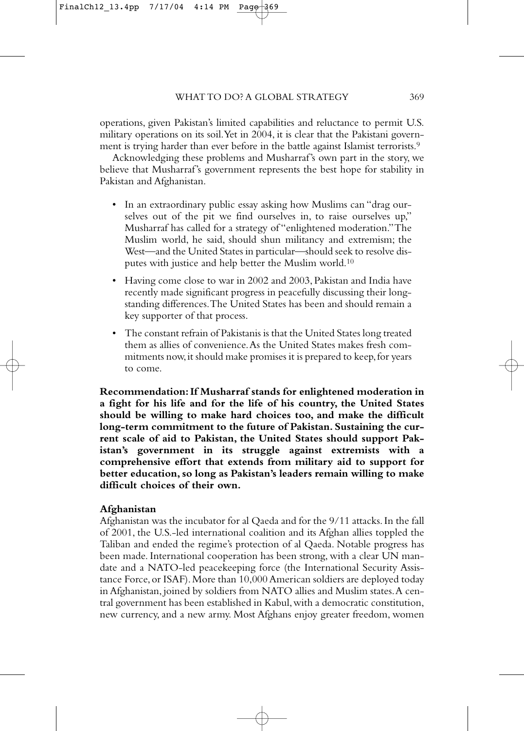operations, given Pakistan's limited capabilities and reluctance to permit U.S. military operations on its soil. Yet in 2004, it is clear that the Pakistani government is trying harder than ever before in the battle against Islamist terrorists.[9]

Acknowledging these problems and Musharraf's own part in the story, we believe that Musharraf's government represents the best hope for stability in Pakistan and Afghanistan.

- In an extraordinary public essay asking how Muslims can "drag ourselves out of the pit we find ourselves in, to raise ourselves up," Musharraf has called for a strategy of "enlightened moderation." The Muslim world, he said, should shun militancy and extremism; the West—and the United States in particular—should seek to resolve disputes with justice and help better the Muslim world.[10]
- Having come close to war in 2002 and 2003, Pakistan and India have recently made significant progress in peacefully discussing their longstanding differences. The United States has been and should remain a key supporter of that process.
- The constant refrain of Pakistanis is that the United States long treated them as allies of convenience. As the United States makes fresh commitments now, it should make promises it is prepared to keep, for years to come.

**Recommendation: If Musharraf stands for enlightened moderation in a fight for his life and for the life of his country, the United States should be willing to make hard choices too, and make the difficult long-term commitment to the future of Pakistan. Sustaining the current scale of aid to Pakistan, the United States should support Pakistan's government in its struggle against extremists with a comprehensive effort that extends from military aid to support for better education, so long as Pakistan's leaders remain willing to make difficult choices of their own.**

### Afghanistan

Afghanistan was the incubator for al Qaeda and for the 9/11 attacks. In the fall of 2001, the U.S.-led international coalition and its Afghan allies toppled the Taliban and ended the regime's protection of al Qaeda. Notable progress has been made. International cooperation has been strong, with a clear UN mandate and a NATO-led peacekeeping force (the International Security Assistance Force, or ISAF). More than 10,000 American soldiers are deployed today in Afghanistan, joined by soldiers from NATO allies and Muslim states. A central government has been established in Kabul, with a democratic constitution, new currency, and a new army. Most Afghans enjoy greater freedom, women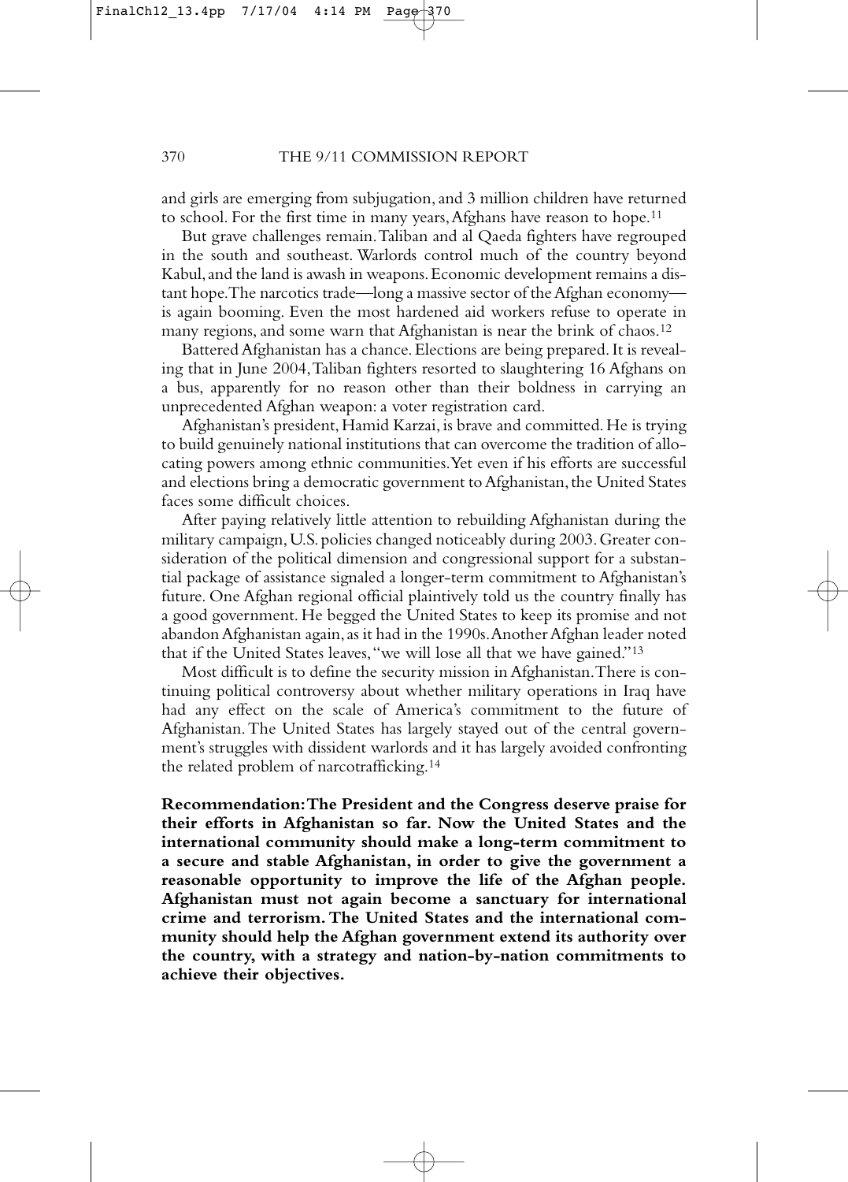and girls are emerging from subjugation, and 3 million children have returned to school. For the first time in many years, Afghans have reason to hope.[11]

But grave challenges remain. Taliban and al Qaeda fighters have regrouped in the south and southeast. Warlords control much of the country beyond Kabul, and the land is awash in weapons. Economic development remains a distant hope. The narcotics trade—long a massive sector of the Afghan economy—is again booming. Even the most hardened aid workers refuse to operate in many regions, and some warn that Afghanistan is near the brink of chaos.[12]

Battered Afghanistan has a chance. Elections are being prepared. It is revealing that in June 2004, Taliban fighters resorted to slaughtering 16 Afghans on a bus, apparently for no reason other than their boldness in carrying an unprecedented Afghan weapon: a voter registration card.

Afghanistan's president, Hamid Karzai, is brave and committed. He is trying to build genuinely national institutions that can overcome the tradition of allocating powers among ethnic communities. Yet even if his efforts are successful and elections bring a democratic government to Afghanistan, the United States faces some difficult choices.

After paying relatively little attention to rebuilding Afghanistan during the military campaign, U.S. policies changed noticeably during 2003. Greater consideration of the political dimension and congressional support for a substantial package of assistance signaled a longer-term commitment to Afghanistan's future. One Afghan regional official plaintively told us the country finally has a good government. He begged the United States to keep its promise and not abandon Afghanistan again, as it had in the 1990s. Another Afghan leader noted that if the United States leaves, "we will lose all that we have gained."[13]

Most difficult is to define the security mission in Afghanistan. There is continuing political controversy about whether military operations in Iraq have had any effect on the scale of America's commitment to the future of Afghanistan. The United States has largely stayed out of the central government's struggles with dissident warlords and it has largely avoided confronting the related problem of narcotrafficking.[14]

**Recommendation: The President and the Congress deserve praise for their efforts in Afghanistan so far. Now the United States and the international community should make a long-term commitment to a secure and stable Afghanistan, in order to give the government a reasonable opportunity to improve the life of the Afghan people. Afghanistan must not again become a sanctuary for international crime and terrorism. The United States and the international community should help the Afghan government extend its authority over the country, with a strategy and nation-by-nation commitments to achieve their objectives.**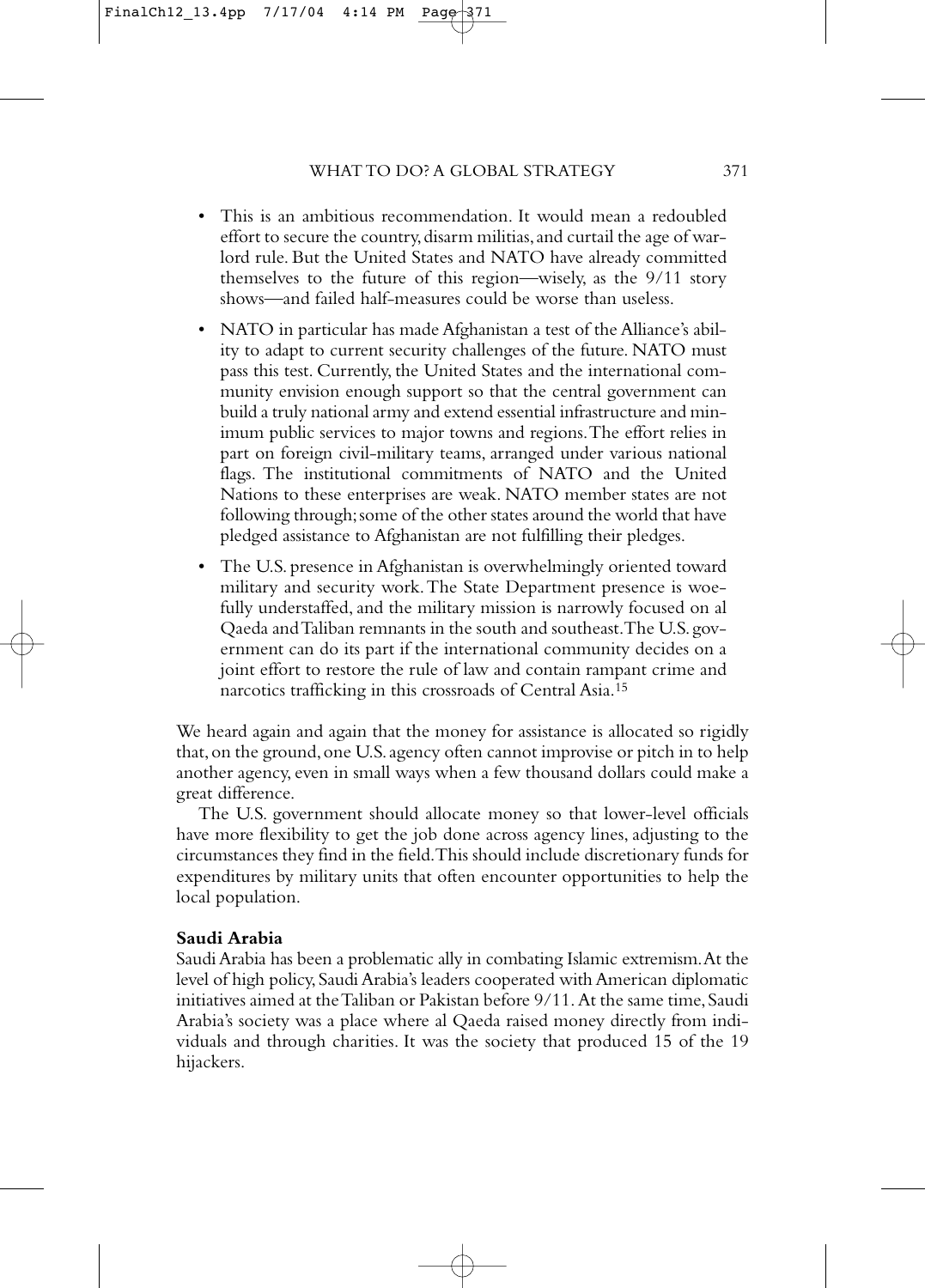- This is an ambitious recommendation. It would mean a redoubled effort to secure the country, disarm militias, and curtail the age of warlord rule. But the United States and NATO have already committed themselves to the future of this region—wisely, as the 9/11 story shows—and failed half-measures could be worse than useless.
- NATO in particular has made Afghanistan a test of the Alliance's ability to adapt to current security challenges of the future. NATO must pass this test. Currently, the United States and the international community envision enough support so that the central government can build a truly national army and extend essential infrastructure and minimum public services to major towns and regions. The effort relies in part on foreign civil-military teams, arranged under various national flags. The institutional commitments of NATO and the United Nations to these enterprises are weak. NATO member states are not following through; some of the other states around the world that have pledged assistance to Afghanistan are not fulfilling their pledges.
- The U.S. presence in Afghanistan is overwhelmingly oriented toward military and security work. The State Department presence is woefully understaffed, and the military mission is narrowly focused on al Qaeda and Taliban remnants in the south and southeast. The U.S. government can do its part if the international community decides on a joint effort to restore the rule of law and contain rampant crime and narcotics trafficking in this crossroads of Central Asia.[15]

We heard again and again that the money for assistance is allocated so rigidly that, on the ground, one U.S. agency often cannot improvise or pitch in to help another agency, even in small ways when a few thousand dollars could make a great difference.

The U.S. government should allocate money so that lower-level officials have more flexibility to get the job done across agency lines, adjusting to the circumstances they find in the field. This should include discretionary funds for expenditures by military units that often encounter opportunities to help the local population.

**Saudi Arabia**

Saudi Arabia has been a problematic ally in combating Islamic extremism. At the level of high policy, Saudi Arabia's leaders cooperated with American diplomatic initiatives aimed at the Taliban or Pakistan before 9/11. At the same time, Saudi Arabia's society was a place where al Qaeda raised money directly from individuals and through charities. It was the society that produced 15 of the 19 hijackers.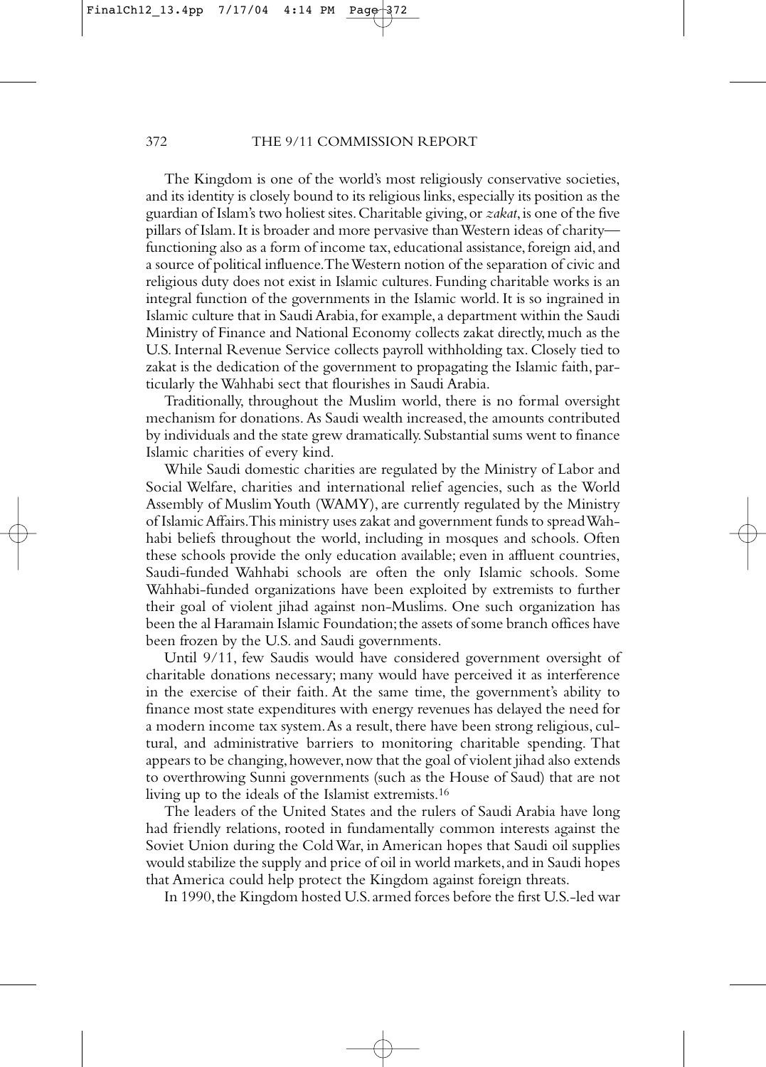The Kingdom is one of the world's most religiously conservative societies, and its identity is closely bound to its religious links, especially its position as the guardian of Islam's two holiest sites. Charitable giving, or *zakat*, is one of the five pillars of Islam. It is broader and more pervasive than Western ideas of charity—functioning also as a form of income tax, educational assistance, foreign aid, and a source of political influence. The Western notion of the separation of civic and religious duty does not exist in Islamic cultures. Funding charitable works is an integral function of the governments in the Islamic world. It is so ingrained in Islamic culture that in Saudi Arabia, for example, a department within the Saudi Ministry of Finance and National Economy collects zakat directly, much as the U.S. Internal Revenue Service collects payroll withholding tax. Closely tied to zakat is the dedication of the government to propagating the Islamic faith, particularly the Wahhabi sect that flourishes in Saudi Arabia.

Traditionally, throughout the Muslim world, there is no formal oversight mechanism for donations. As Saudi wealth increased, the amounts contributed by individuals and the state grew dramatically. Substantial sums went to finance Islamic charities of every kind.

While Saudi domestic charities are regulated by the Ministry of Labor and Social Welfare, charities and international relief agencies, such as the World Assembly of Muslim Youth (WAMY), are currently regulated by the Ministry of Islamic Affairs. This ministry uses zakat and government funds to spread Wahhabi beliefs throughout the world, including in mosques and schools. Often these schools provide the only education available; even in affluent countries, Saudi-funded Wahhabi schools are often the only Islamic schools. Some Wahhabi-funded organizations have been exploited by extremists to further their goal of violent jihad against non-Muslims. One such organization has been the al Haramain Islamic Foundation; the assets of some branch offices have been frozen by the U.S. and Saudi governments.

Until 9/11, few Saudis would have considered government oversight of charitable donations necessary; many would have perceived it as interference in the exercise of their faith. At the same time, the government's ability to finance most state expenditures with energy revenues has delayed the need for a modern income tax system. As a result, there have been strong religious, cultural, and administrative barriers to monitoring charitable spending. That appears to be changing, however, now that the goal of violent jihad also extends to overthrowing Sunni governments (such as the House of Saud) that are not living up to the ideals of the Islamist extremists.[16]

The leaders of the United States and the rulers of Saudi Arabia have long had friendly relations, rooted in fundamentally common interests against the Soviet Union during the Cold War, in American hopes that Saudi oil supplies would stabilize the supply and price of oil in world markets, and in Saudi hopes that America could help protect the Kingdom against foreign threats.

In 1990, the Kingdom hosted U.S. armed forces before the first U.S.-led war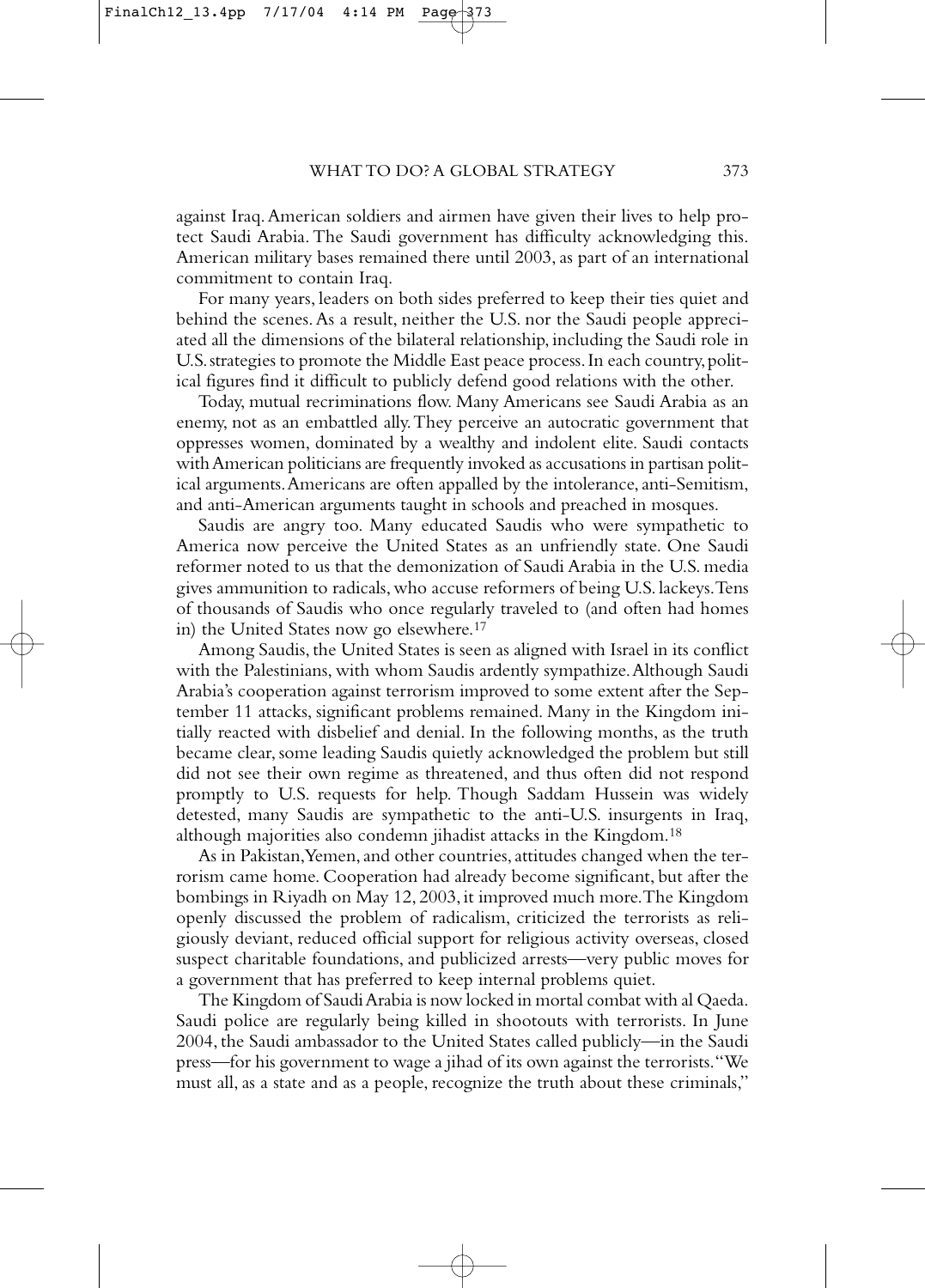against Iraq. American soldiers and airmen have given their lives to help protect Saudi Arabia. The Saudi government has difficulty acknowledging this. American military bases remained there until 2003, as part of an international commitment to contain Iraq.

For many years, leaders on both sides preferred to keep their ties quiet and behind the scenes. As a result, neither the U.S. nor the Saudi people appreciated all the dimensions of the bilateral relationship, including the Saudi role in U.S. strategies to promote the Middle East peace process. In each country, political figures find it difficult to publicly defend good relations with the other.

Today, mutual recriminations flow. Many Americans see Saudi Arabia as an enemy, not as an embattled ally. They perceive an autocratic government that oppresses women, dominated by a wealthy and indolent elite. Saudi contacts with American politicians are frequently invoked as accusations in partisan political arguments. Americans are often appalled by the intolerance, anti-Semitism, and anti-American arguments taught in schools and preached in mosques.

Saudis are angry too. Many educated Saudis who were sympathetic to America now perceive the United States as an unfriendly state. One Saudi reformer noted to us that the demonization of Saudi Arabia in the U.S. media gives ammunition to radicals, who accuse reformers of being U.S. lackeys. Tens of thousands of Saudis who once regularly traveled to (and often had homes in) the United States now go elsewhere.[17]

Among Saudis, the United States is seen as aligned with Israel in its conflict with the Palestinians, with whom Saudis ardently sympathize. Although Saudi Arabia's cooperation against terrorism improved to some extent after the September 11 attacks, significant problems remained. Many in the Kingdom initially reacted with disbelief and denial. In the following months, as the truth became clear, some leading Saudis quietly acknowledged the problem but still did not see their own regime as threatened, and thus often did not respond promptly to U.S. requests for help. Though Saddam Hussein was widely detested, many Saudis are sympathetic to the anti-U.S. insurgents in Iraq, although majorities also condemn jihadist attacks in the Kingdom.[18]

As in Pakistan, Yemen, and other countries, attitudes changed when the terrorism came home. Cooperation had already become significant, but after the bombings in Riyadh on May 12, 2003, it improved much more. The Kingdom openly discussed the problem of radicalism, criticized the terrorists as religiously deviant, reduced official support for religious activity overseas, closed suspect charitable foundations, and publicized arrests—very public moves for a government that has preferred to keep internal problems quiet.

The Kingdom of Saudi Arabia is now locked in mortal combat with al Qaeda. Saudi police are regularly being killed in shootouts with terrorists. In June 2004, the Saudi ambassador to the United States called publicly—in the Saudi press—for his government to wage a jihad of its own against the terrorists. "We must all, as a state and as a people, recognize the truth about these criminals,"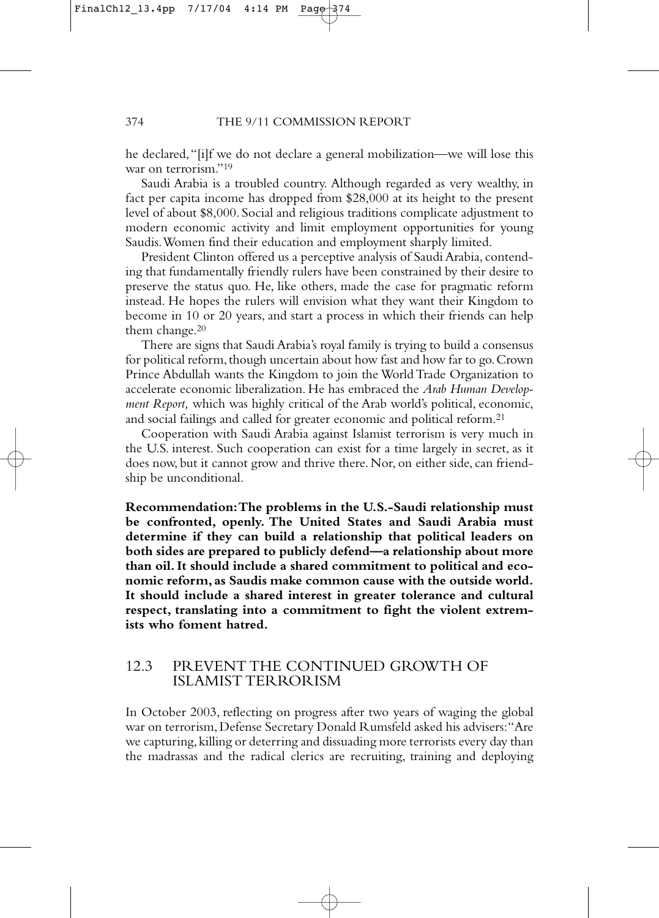he declared, "[i]f we do not declare a general mobilization—we will lose this war on terrorism."[19]

Saudi Arabia is a troubled country. Although regarded as very wealthy, in fact per capita income has dropped from $28,000 at its height to the present level of about $8,000. Social and religious traditions complicate adjustment to modern economic activity and limit employment opportunities for young Saudis. Women find their education and employment sharply limited.

President Clinton offered us a perceptive analysis of Saudi Arabia, contending that fundamentally friendly rulers have been constrained by their desire to preserve the status quo. He, like others, made the case for pragmatic reform instead. He hopes the rulers will envision what they want their Kingdom to become in 10 or 20 years, and start a process in which their friends can help them change.[20]

There are signs that Saudi Arabia's royal family is trying to build a consensus for political reform, though uncertain about how fast and how far to go. Crown Prince Abdullah wants the Kingdom to join the World Trade Organization to accelerate economic liberalization. He has embraced the *Arab Human Development Report,* which was highly critical of the Arab world's political, economic, and social failings and called for greater economic and political reform.[21]

Cooperation with Saudi Arabia against Islamist terrorism is very much in the U.S. interest. Such cooperation can exist for a time largely in secret, as it does now, but it cannot grow and thrive there. Nor, on either side, can friendship be unconditional.

**Recommendation: The problems in the U.S.-Saudi relationship must be confronted, openly. The United States and Saudi Arabia must determine if they can build a relationship that political leaders on both sides are prepared to publicly defend—a relationship about more than oil. It should include a shared commitment to political and economic reform, as Saudis make common cause with the outside world. It should include a shared interest in greater tolerance and cultural respect, translating into a commitment to fight the violent extremists who foment hatred.**

## 12.3 PREVENT THE CONTINUED GROWTH OF ISLAMIST TERRORISM

In October 2003, reflecting on progress after two years of waging the global war on terrorism, Defense Secretary Donald Rumsfeld asked his advisers: "Are we capturing, killing or deterring and dissuading more terrorists every day than the madrassas and the radical clerics are recruiting, training and deploying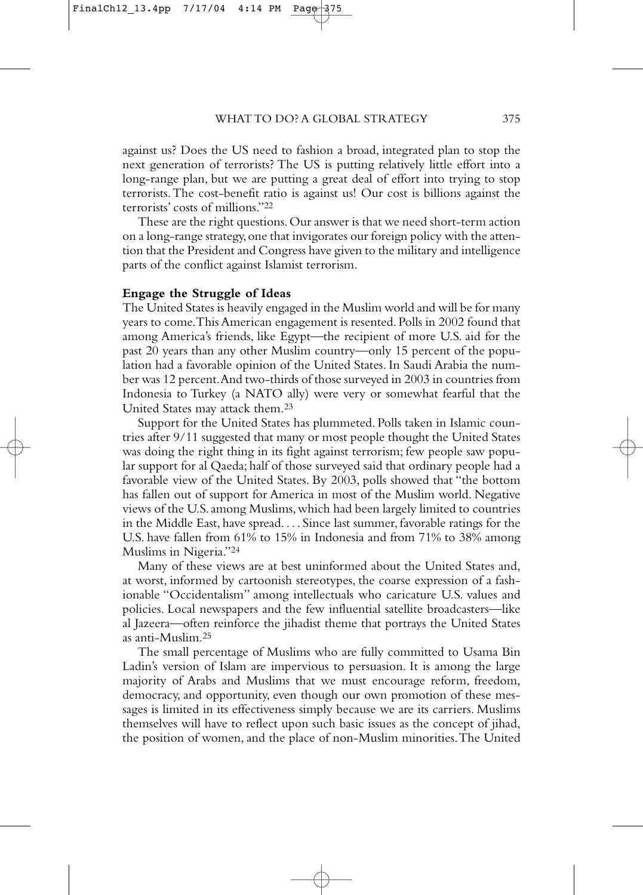against us? Does the US need to fashion a broad, integrated plan to stop the next generation of terrorists? The US is putting relatively little effort into a long-range plan, but we are putting a great deal of effort into trying to stop terrorists. The cost-benefit ratio is against us! Our cost is billions against the terrorists' costs of millions."[22]

These are the right questions. Our answer is that we need short-term action on a long-range strategy, one that invigorates our foreign policy with the attention that the President and Congress have given to the military and intelligence parts of the conflict against Islamist terrorism.

**Engage the Struggle of Ideas**

The United States is heavily engaged in the Muslim world and will be for many years to come. This American engagement is resented. Polls in 2002 found that among America's friends, like Egypt—the recipient of more U.S. aid for the past 20 years than any other Muslim country—only 15 percent of the population had a favorable opinion of the United States. In Saudi Arabia the number was 12 percent. And two-thirds of those surveyed in 2003 in countries from Indonesia to Turkey (a NATO ally) were very or somewhat fearful that the United States may attack them.[23]

Support for the United States has plummeted. Polls taken in Islamic countries after 9/11 suggested that many or most people thought the United States was doing the right thing in its fight against terrorism; few people saw popular support for al Qaeda; half of those surveyed said that ordinary people had a favorable view of the United States. By 2003, polls showed that "the bottom has fallen out of support for America in most of the Muslim world. Negative views of the U.S. among Muslims, which had been largely limited to countries in the Middle East, have spread. . . . Since last summer, favorable ratings for the U.S. have fallen from 61% to 15% in Indonesia and from 71% to 38% among Muslims in Nigeria."[24]

Many of these views are at best uninformed about the United States and, at worst, informed by cartoonish stereotypes, the coarse expression of a fashionable "Occidentalism" among intellectuals who caricature U.S. values and policies. Local newspapers and the few influential satellite broadcasters—like al Jazeera—often reinforce the jihadist theme that portrays the United States as anti-Muslim.[25]

The small percentage of Muslims who are fully committed to Usama Bin Ladin's version of Islam are impervious to persuasion. It is among the large majority of Arabs and Muslims that we must encourage reform, freedom, democracy, and opportunity, even though our own promotion of these messages is limited in its effectiveness simply because we are its carriers. Muslims themselves will have to reflect upon such basic issues as the concept of jihad, the position of women, and the place of non-Muslim minorities. The United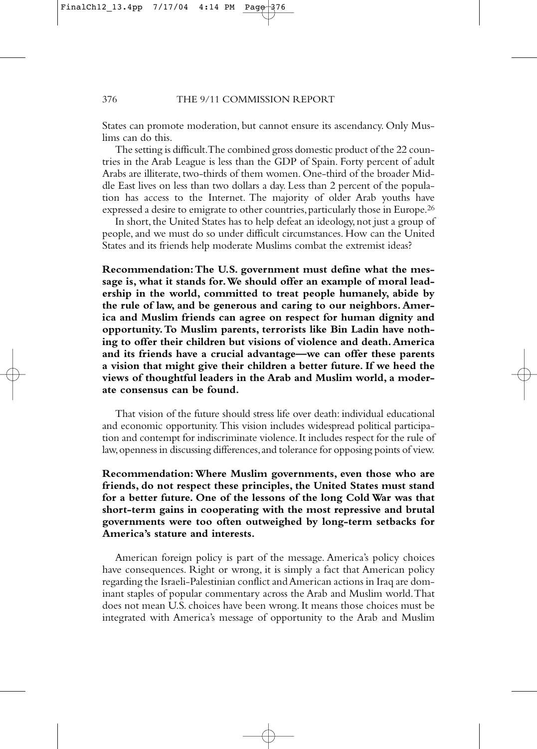States can promote moderation, but cannot ensure its ascendancy. Only Muslims can do this.

The setting is difficult. The combined gross domestic product of the 22 countries in the Arab League is less than the GDP of Spain. Forty percent of adult Arabs are illiterate, two-thirds of them women. One-third of the broader Middle East lives on less than two dollars a day. Less than 2 percent of the population has access to the Internet. The majority of older Arab youths have expressed a desire to emigrate to other countries, particularly those in Europe.[26]

In short, the United States has to help defeat an ideology, not just a group of people, and we must do so under difficult circumstances. How can the United States and its friends help moderate Muslims combat the extremist ideas?

**Recommendation: The U.S. government must define what the message is, what it stands for. We should offer an example of moral leadership in the world, committed to treat people humanely, abide by the rule of law, and be generous and caring to our neighbors. America and Muslim friends can agree on respect for human dignity and opportunity. To Muslim parents, terrorists like Bin Ladin have nothing to offer their children but visions of violence and death. America and its friends have a crucial advantage—we can offer these parents a vision that might give their children a better future. If we heed the views of thoughtful leaders in the Arab and Muslim world, a moderate consensus can be found.**

That vision of the future should stress life over death: individual educational and economic opportunity. This vision includes widespread political participation and contempt for indiscriminate violence. It includes respect for the rule of law, openness in discussing differences, and tolerance for opposing points of view.

**Recommendation: Where Muslim governments, even those who are friends, do not respect these principles, the United States must stand for a better future. One of the lessons of the long Cold War was that short-term gains in cooperating with the most repressive and brutal governments were too often outweighed by long-term setbacks for America's stature and interests.**

American foreign policy is part of the message. America's policy choices have consequences. Right or wrong, it is simply a fact that American policy regarding the Israeli-Palestinian conflict and American actions in Iraq are dominant staples of popular commentary across the Arab and Muslim world. That does not mean U.S. choices have been wrong. It means those choices must be integrated with America's message of opportunity to the Arab and Muslim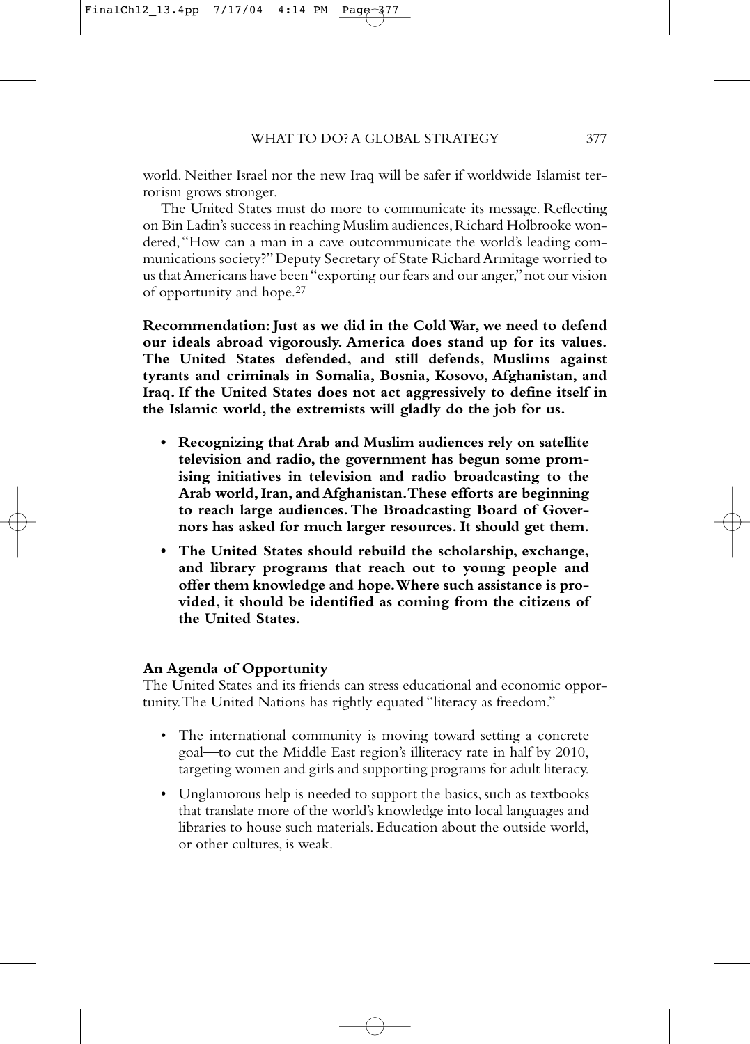world. Neither Israel nor the new Iraq will be safer if worldwide Islamist terrorism grows stronger.

The United States must do more to communicate its message. Reflecting on Bin Ladin's success in reaching Muslim audiences, Richard Holbrooke wondered, "How can a man in a cave outcommunicate the world's leading communications society?" Deputy Secretary of State Richard Armitage worried to us that Americans have been "exporting our fears and our anger," not our vision of opportunity and hope.[27]

**Recommendation: Just as we did in the Cold War, we need to defend our ideals abroad vigorously. America does stand up for its values. The United States defended, and still defends, Muslims against tyrants and criminals in Somalia, Bosnia, Kosovo, Afghanistan, and Iraq. If the United States does not act aggressively to define itself in the Islamic world, the extremists will gladly do the job for us.**

- **Recognizing that Arab and Muslim audiences rely on satellite television and radio, the government has begun some promising initiatives in television and radio broadcasting to the Arab world, Iran, and Afghanistan. These efforts are beginning to reach large audiences. The Broadcasting Board of Governors has asked for much larger resources. It should get them.**
- **The United States should rebuild the scholarship, exchange, and library programs that reach out to young people and offer them knowledge and hope. Where such assistance is provided, it should be identified as coming from the citizens of the United States.**

**An Agenda of Opportunity**

The United States and its friends can stress educational and economic opportunity. The United Nations has rightly equated "literacy as freedom."

- The international community is moving toward setting a concrete goal—to cut the Middle East region's illiteracy rate in half by 2010, targeting women and girls and supporting programs for adult literacy.
- Unglamorous help is needed to support the basics, such as textbooks that translate more of the world's knowledge into local languages and libraries to house such materials. Education about the outside world, or other cultures, is weak.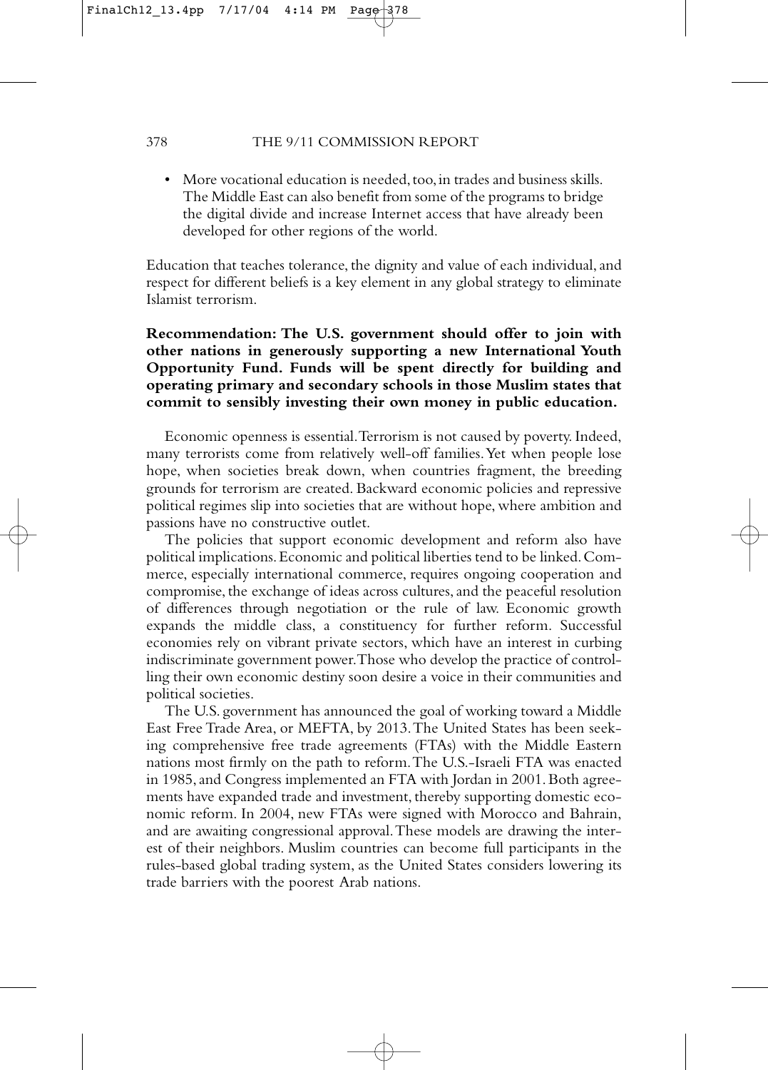- More vocational education is needed, too, in trades and business skills. The Middle East can also benefit from some of the programs to bridge the digital divide and increase Internet access that have already been developed for other regions of the world.

Education that teaches tolerance, the dignity and value of each individual, and respect for different beliefs is a key element in any global strategy to eliminate Islamist terrorism.

**Recommendation: The U.S. government should offer to join with other nations in generously supporting a new International Youth Opportunity Fund. Funds will be spent directly for building and operating primary and secondary schools in those Muslim states that commit to sensibly investing their own money in public education.**

Economic openness is essential. Terrorism is not caused by poverty. Indeed, many terrorists come from relatively well-off families. Yet when people lose hope, when societies break down, when countries fragment, the breeding grounds for terrorism are created. Backward economic policies and repressive political regimes slip into societies that are without hope, where ambition and passions have no constructive outlet.

The policies that support economic development and reform also have political implications. Economic and political liberties tend to be linked. Commerce, especially international commerce, requires ongoing cooperation and compromise, the exchange of ideas across cultures, and the peaceful resolution of differences through negotiation or the rule of law. Economic growth expands the middle class, a constituency for further reform. Successful economies rely on vibrant private sectors, which have an interest in curbing indiscriminate government power. Those who develop the practice of controlling their own economic destiny soon desire a voice in their communities and political societies.

The U.S. government has announced the goal of working toward a Middle East Free Trade Area, or MEFTA, by 2013. The United States has been seeking comprehensive free trade agreements (FTAs) with the Middle Eastern nations most firmly on the path to reform. The U.S.-Israeli FTA was enacted in 1985, and Congress implemented an FTA with Jordan in 2001. Both agreements have expanded trade and investment, thereby supporting domestic economic reform. In 2004, new FTAs were signed with Morocco and Bahrain, and are awaiting congressional approval. These models are drawing the interest of their neighbors. Muslim countries can become full participants in the rules-based global trading system, as the United States considers lowering its trade barriers with the poorest Arab nations.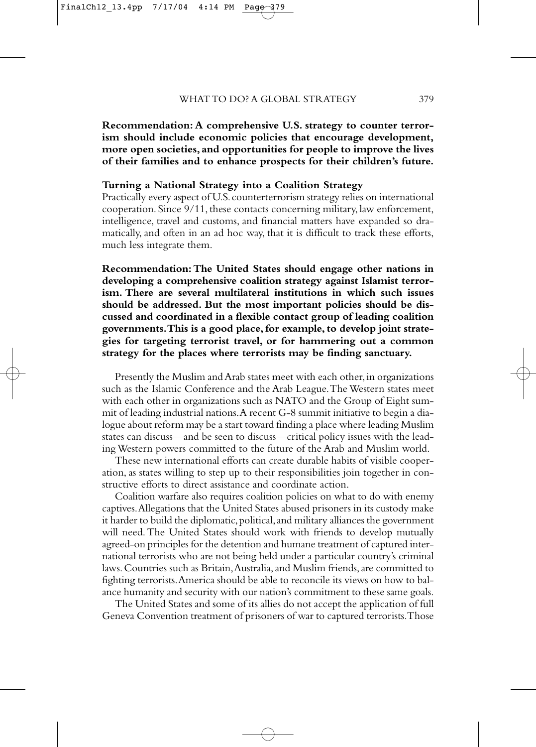**Recommendation: A comprehensive U.S. strategy to counter terrorism should include economic policies that encourage development, more open societies, and opportunities for people to improve the lives of their families and to enhance prospects for their children's future.**

### Turning a National Strategy into a Coalition Strategy

Practically every aspect of U.S. counterterrorism strategy relies on international cooperation. Since 9/11, these contacts concerning military, law enforcement, intelligence, travel and customs, and financial matters have expanded so dramatically, and often in an ad hoc way, that it is difficult to track these efforts, much less integrate them.

**Recommendation: The United States should engage other nations in developing a comprehensive coalition strategy against Islamist terrorism. There are several multilateral institutions in which such issues should be addressed. But the most important policies should be discussed and coordinated in a flexible contact group of leading coalition governments. This is a good place, for example, to develop joint strategies for targeting terrorist travel, or for hammering out a common strategy for the places where terrorists may be finding sanctuary.**

Presently the Muslim and Arab states meet with each other, in organizations such as the Islamic Conference and the Arab League. The Western states meet with each other in organizations such as NATO and the Group of Eight summit of leading industrial nations. A recent G-8 summit initiative to begin a dialogue about reform may be a start toward finding a place where leading Muslim states can discuss—and be seen to discuss—critical policy issues with the leading Western powers committed to the future of the Arab and Muslim world.

These new international efforts can create durable habits of visible cooperation, as states willing to step up to their responsibilities join together in constructive efforts to direct assistance and coordinate action.

Coalition warfare also requires coalition policies on what to do with enemy captives. Allegations that the United States abused prisoners in its custody make it harder to build the diplomatic, political, and military alliances the government will need. The United States should work with friends to develop mutually agreed-on principles for the detention and humane treatment of captured international terrorists who are not being held under a particular country's criminal laws. Countries such as Britain, Australia, and Muslim friends, are committed to fighting terrorists. America should be able to reconcile its views on how to balance humanity and security with our nation's commitment to these same goals.

The United States and some of its allies do not accept the application of full Geneva Convention treatment of prisoners of war to captured terrorists. Those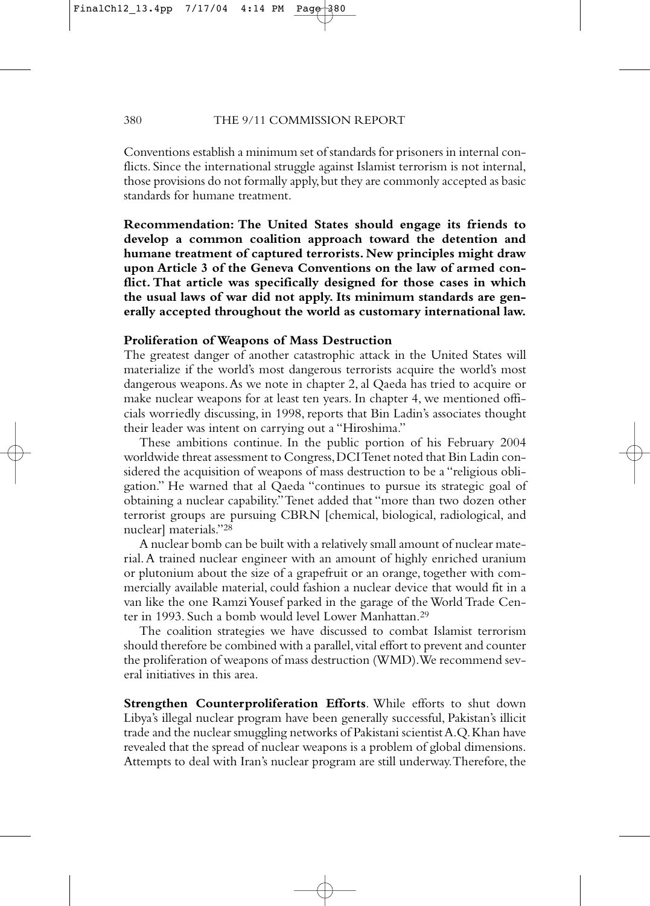Conventions establish a minimum set of standards for prisoners in internal conflicts. Since the international struggle against Islamist terrorism is not internal, those provisions do not formally apply, but they are commonly accepted as basic standards for humane treatment.

**Recommendation: The United States should engage its friends to develop a common coalition approach toward the detention and humane treatment of captured terrorists. New principles might draw upon Article 3 of the Geneva Conventions on the law of armed conflict. That article was specifically designed for those cases in which the usual laws of war did not apply. Its minimum standards are generally accepted throughout the world as customary international law.**

### Proliferation of Weapons of Mass Destruction

The greatest danger of another catastrophic attack in the United States will materialize if the world's most dangerous terrorists acquire the world's most dangerous weapons. As we note in chapter 2, al Qaeda has tried to acquire or make nuclear weapons for at least ten years. In chapter 4, we mentioned officials worriedly discussing, in 1998, reports that Bin Ladin's associates thought their leader was intent on carrying out a "Hiroshima."

These ambitions continue. In the public portion of his February 2004 worldwide threat assessment to Congress, DCI Tenet noted that Bin Ladin considered the acquisition of weapons of mass destruction to be a "religious obligation." He warned that al Qaeda "continues to pursue its strategic goal of obtaining a nuclear capability." Tenet added that "more than two dozen other terrorist groups are pursuing CBRN [chemical, biological, radiological, and nuclear] materials."[28]

A nuclear bomb can be built with a relatively small amount of nuclear material. A trained nuclear engineer with an amount of highly enriched uranium or plutonium about the size of a grapefruit or an orange, together with commercially available material, could fashion a nuclear device that would fit in a van like the one Ramzi Yousef parked in the garage of the World Trade Center in 1993. Such a bomb would level Lower Manhattan.[29]

The coalition strategies we have discussed to combat Islamist terrorism should therefore be combined with a parallel, vital effort to prevent and counter the proliferation of weapons of mass destruction (WMD). We recommend several initiatives in this area.

**Strengthen Counterproliferation Efforts**. While efforts to shut down Libya's illegal nuclear program have been generally successful, Pakistan's illicit trade and the nuclear smuggling networks of Pakistani scientist A.Q. Khan have revealed that the spread of nuclear weapons is a problem of global dimensions. Attempts to deal with Iran's nuclear program are still underway. Therefore, the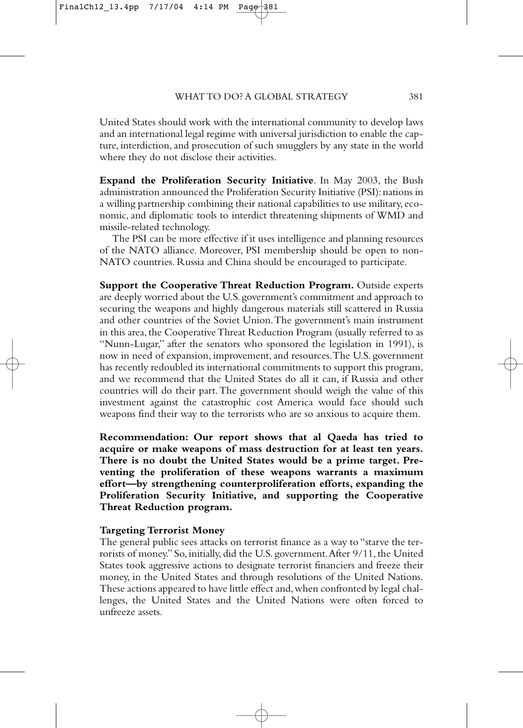United States should work with the international community to develop laws and an international legal regime with universal jurisdiction to enable the capture, interdiction, and prosecution of such smugglers by any state in the world where they do not disclose their activities.

**Expand the Proliferation Security Initiative**. In May 2003, the Bush administration announced the Proliferation Security Initiative (PSI): nations in a willing partnership combining their national capabilities to use military, economic, and diplomatic tools to interdict threatening shipments of WMD and missile-related technology.

The PSI can be more effective if it uses intelligence and planning resources of the NATO alliance. Moreover, PSI membership should be open to non-NATO countries. Russia and China should be encouraged to participate.

**Support the Cooperative Threat Reduction Program.** Outside experts are deeply worried about the U.S. government's commitment and approach to securing the weapons and highly dangerous materials still scattered in Russia and other countries of the Soviet Union. The government's main instrument in this area, the Cooperative Threat Reduction Program (usually referred to as "Nunn-Lugar," after the senators who sponsored the legislation in 1991), is now in need of expansion, improvement, and resources. The U.S. government has recently redoubled its international commitments to support this program, and we recommend that the United States do all it can, if Russia and other countries will do their part. The government should weigh the value of this investment against the catastrophic cost America would face should such weapons find their way to the terrorists who are so anxious to acquire them.

**Recommendation: Our report shows that al Qaeda has tried to acquire or make weapons of mass destruction for at least ten years. There is no doubt the United States would be a prime target. Preventing the proliferation of these weapons warrants a maximum effort—by strengthening counterproliferation efforts, expanding the Proliferation Security Initiative, and supporting the Cooperative Threat Reduction program.**

### Targeting Terrorist Money

The general public sees attacks on terrorist finance as a way to "starve the terrorists of money." So, initially, did the U.S. government. After 9/11, the United States took aggressive actions to designate terrorist financiers and freeze their money, in the United States and through resolutions of the United Nations. These actions appeared to have little effect and, when confronted by legal challenges, the United States and the United Nations were often forced to unfreeze assets.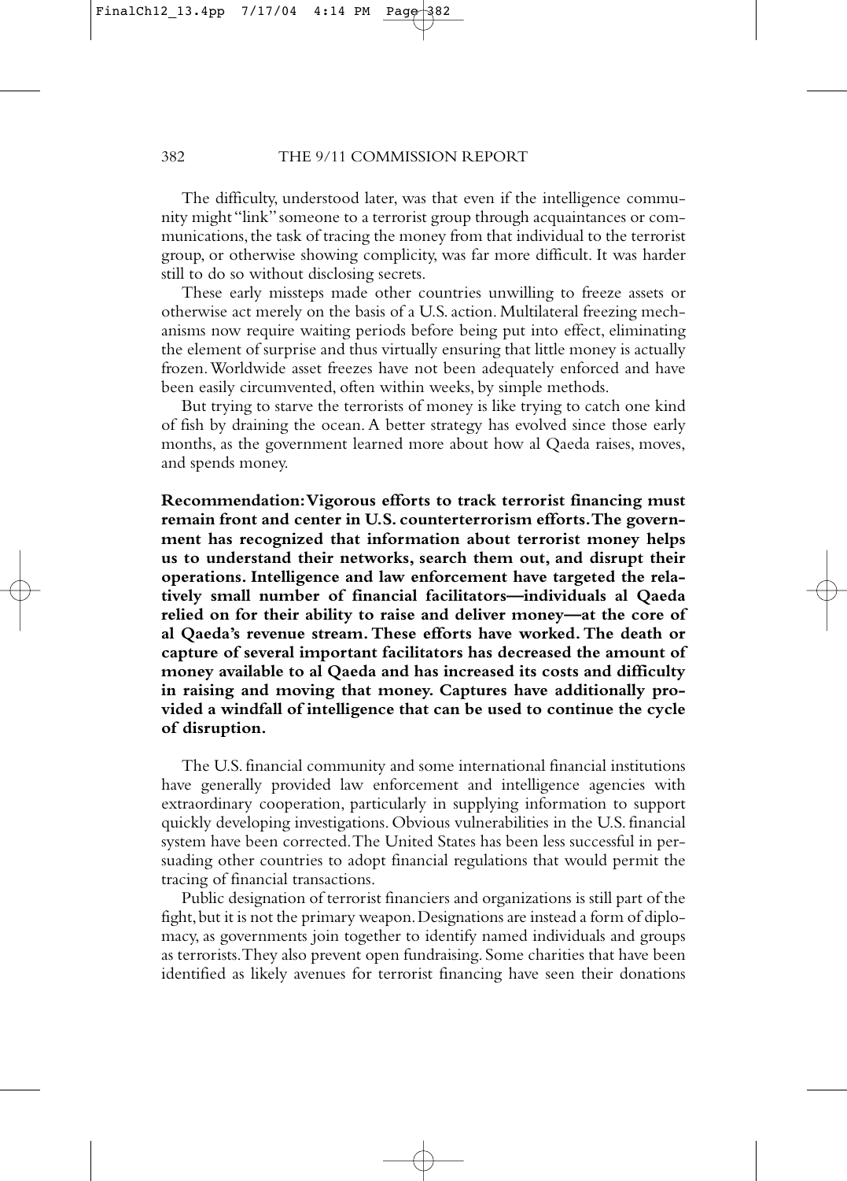The difficulty, understood later, was that even if the intelligence community might "link" someone to a terrorist group through acquaintances or communications, the task of tracing the money from that individual to the terrorist group, or otherwise showing complicity, was far more difficult. It was harder still to do so without disclosing secrets.

These early missteps made other countries unwilling to freeze assets or otherwise act merely on the basis of a U.S. action. Multilateral freezing mechanisms now require waiting periods before being put into effect, eliminating the element of surprise and thus virtually ensuring that little money is actually frozen. Worldwide asset freezes have not been adequately enforced and have been easily circumvented, often within weeks, by simple methods.

But trying to starve the terrorists of money is like trying to catch one kind of fish by draining the ocean. A better strategy has evolved since those early months, as the government learned more about how al Qaeda raises, moves, and spends money.

**Recommendation: Vigorous efforts to track terrorist financing must remain front and center in U.S. counterterrorism efforts. The government has recognized that information about terrorist money helps us to understand their networks, search them out, and disrupt their operations. Intelligence and law enforcement have targeted the relatively small number of financial facilitators—individuals al Qaeda relied on for their ability to raise and deliver money—at the core of al Qaeda's revenue stream. These efforts have worked. The death or capture of several important facilitators has decreased the amount of money available to al Qaeda and has increased its costs and difficulty in raising and moving that money. Captures have additionally provided a windfall of intelligence that can be used to continue the cycle of disruption.**

The U.S. financial community and some international financial institutions have generally provided law enforcement and intelligence agencies with extraordinary cooperation, particularly in supplying information to support quickly developing investigations. Obvious vulnerabilities in the U.S. financial system have been corrected. The United States has been less successful in persuading other countries to adopt financial regulations that would permit the tracing of financial transactions.

Public designation of terrorist financiers and organizations is still part of the fight, but it is not the primary weapon. Designations are instead a form of diplomacy, as governments join together to identify named individuals and groups as terrorists. They also prevent open fundraising. Some charities that have been identified as likely avenues for terrorist financing have seen their donations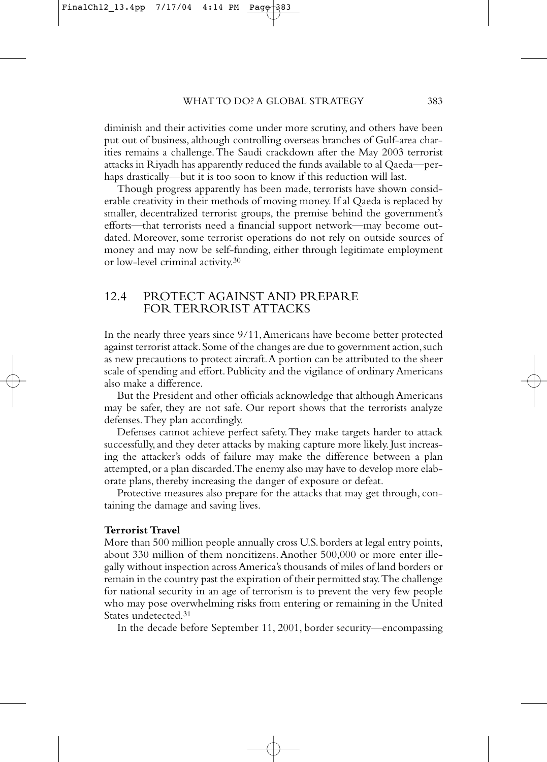diminish and their activities come under more scrutiny, and others have been put out of business, although controlling overseas branches of Gulf-area charities remains a challenge. The Saudi crackdown after the May 2003 terrorist attacks in Riyadh has apparently reduced the funds available to al Qaeda—perhaps drastically—but it is too soon to know if this reduction will last.

Though progress apparently has been made, terrorists have shown considerable creativity in their methods of moving money. If al Qaeda is replaced by smaller, decentralized terrorist groups, the premise behind the government's efforts—that terrorists need a financial support network—may become outdated. Moreover, some terrorist operations do not rely on outside sources of money and may now be self-funding, either through legitimate employment or low-level criminal activity.[30]

## 12.4 PROTECT AGAINST AND PREPARE FOR TERRORIST ATTACKS

In the nearly three years since 9/11, Americans have become better protected against terrorist attack. Some of the changes are due to government action, such as new precautions to protect aircraft. A portion can be attributed to the sheer scale of spending and effort. Publicity and the vigilance of ordinary Americans also make a difference.

But the President and other officials acknowledge that although Americans may be safer, they are not safe. Our report shows that the terrorists analyze defenses. They plan accordingly.

Defenses cannot achieve perfect safety. They make targets harder to attack successfully, and they deter attacks by making capture more likely. Just increasing the attacker's odds of failure may make the difference between a plan attempted, or a plan discarded. The enemy also may have to develop more elaborate plans, thereby increasing the danger of exposure or defeat.

Protective measures also prepare for the attacks that may get through, containing the damage and saving lives.

### Terrorist Travel

More than 500 million people annually cross U.S. borders at legal entry points, about 330 million of them noncitizens. Another 500,000 or more enter illegally without inspection across America's thousands of miles of land borders or remain in the country past the expiration of their permitted stay. The challenge for national security in an age of terrorism is to prevent the very few people who may pose overwhelming risks from entering or remaining in the United States undetected.[31]

In the decade before September 11, 2001, border security—encompassing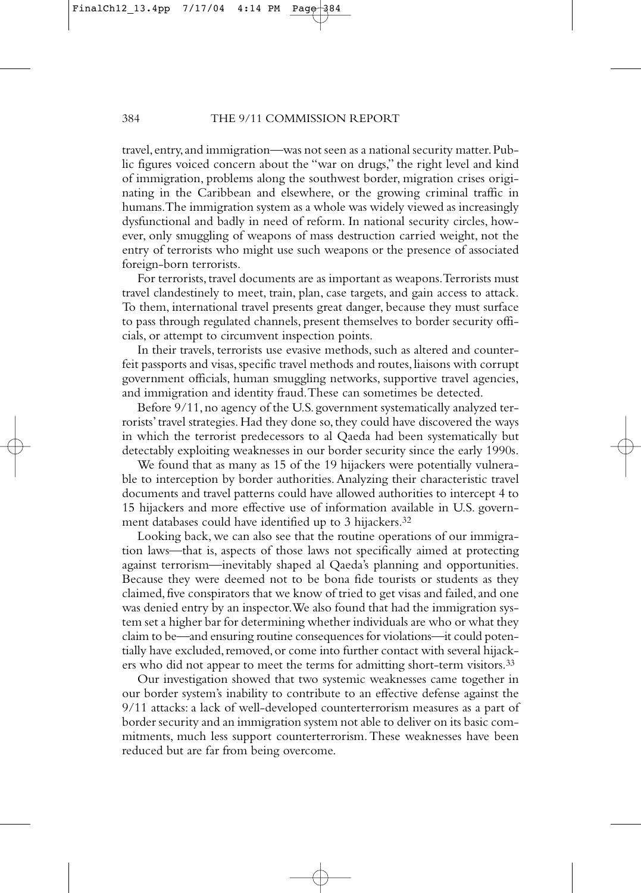travel, entry, and immigration—was not seen as a national security matter. Public figures voiced concern about the "war on drugs," the right level and kind of immigration, problems along the southwest border, migration crises originating in the Caribbean and elsewhere, or the growing criminal traffic in humans. The immigration system as a whole was widely viewed as increasingly dysfunctional and badly in need of reform. In national security circles, however, only smuggling of weapons of mass destruction carried weight, not the entry of terrorists who might use such weapons or the presence of associated foreign-born terrorists.

For terrorists, travel documents are as important as weapons. Terrorists must travel clandestinely to meet, train, plan, case targets, and gain access to attack. To them, international travel presents great danger, because they must surface to pass through regulated channels, present themselves to border security officials, or attempt to circumvent inspection points.

In their travels, terrorists use evasive methods, such as altered and counterfeit passports and visas, specific travel methods and routes, liaisons with corrupt government officials, human smuggling networks, supportive travel agencies, and immigration and identity fraud. These can sometimes be detected.

Before 9/11, no agency of the U.S. government systematically analyzed terrorists' travel strategies. Had they done so, they could have discovered the ways in which the terrorist predecessors to al Qaeda had been systematically but detectably exploiting weaknesses in our border security since the early 1990s.

We found that as many as 15 of the 19 hijackers were potentially vulnerable to interception by border authorities. Analyzing their characteristic travel documents and travel patterns could have allowed authorities to intercept 4 to 15 hijackers and more effective use of information available in U.S. government databases could have identified up to 3 hijackers.[32]

Looking back, we can also see that the routine operations of our immigration laws—that is, aspects of those laws not specifically aimed at protecting against terrorism—inevitably shaped al Qaeda's planning and opportunities. Because they were deemed not to be bona fide tourists or students as they claimed, five conspirators that we know of tried to get visas and failed, and one was denied entry by an inspector. We also found that had the immigration system set a higher bar for determining whether individuals are who or what they claim to be—and ensuring routine consequences for violations—it could potentially have excluded, removed, or come into further contact with several hijackers who did not appear to meet the terms for admitting short-term visitors.[33]

Our investigation showed that two systemic weaknesses came together in our border system's inability to contribute to an effective defense against the 9/11 attacks: a lack of well-developed counterterrorism measures as a part of border security and an immigration system not able to deliver on its basic commitments, much less support counterterrorism. These weaknesses have been reduced but are far from being overcome.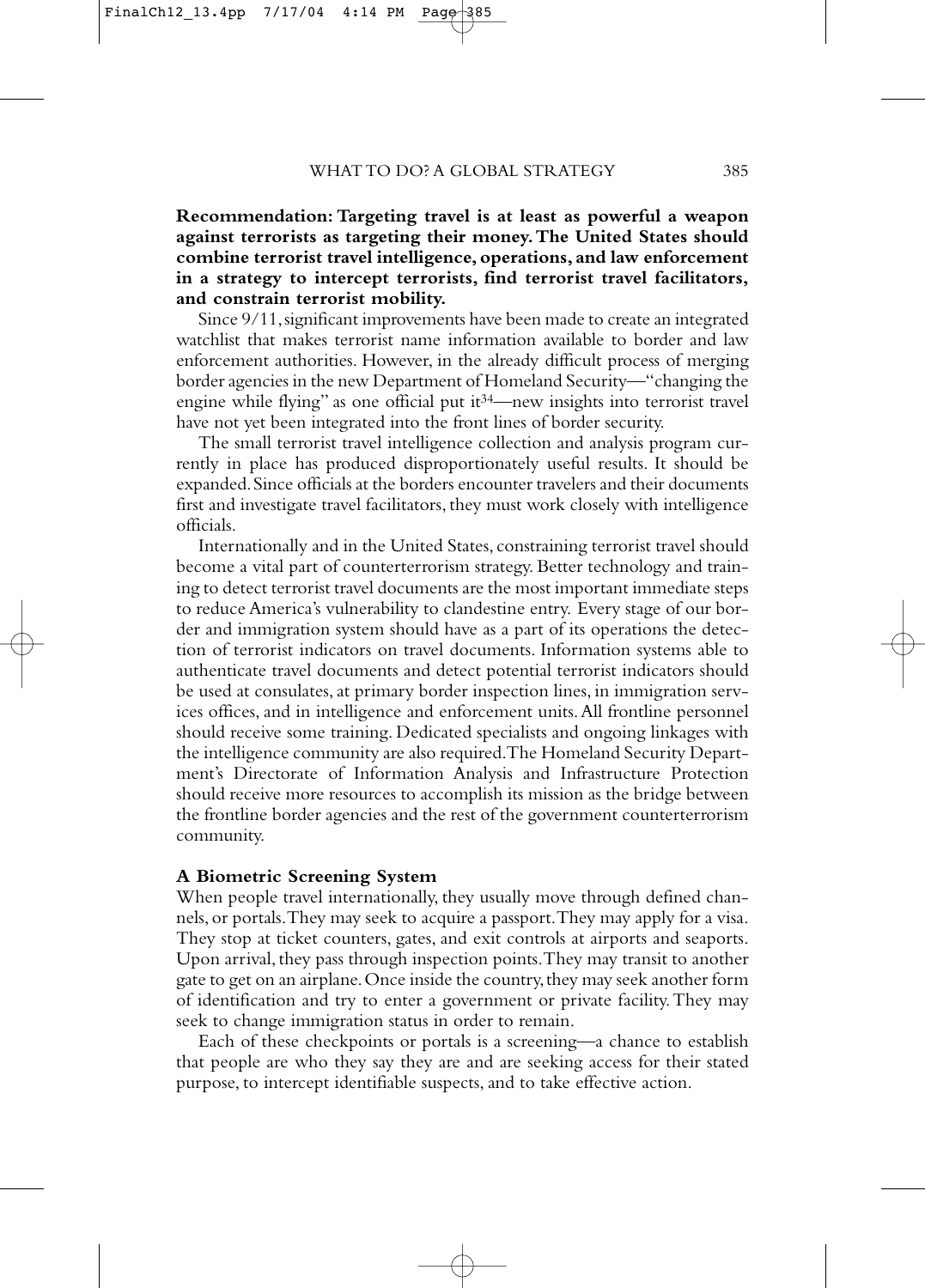**Recommendation: Targeting travel is at least as powerful a weapon against terrorists as targeting their money. The United States should combine terrorist travel intelligence, operations, and law enforcement in a strategy to intercept terrorists, find terrorist travel facilitators, and constrain terrorist mobility.**

Since 9/11, significant improvements have been made to create an integrated watchlist that makes terrorist name information available to border and law enforcement authorities. However, in the already difficult process of merging border agencies in the new Department of Homeland Security—"changing the engine while flying" as one official put it[34]—new insights into terrorist travel have not yet been integrated into the front lines of border security.

The small terrorist travel intelligence collection and analysis program currently in place has produced disproportionately useful results. It should be expanded. Since officials at the borders encounter travelers and their documents first and investigate travel facilitators, they must work closely with intelligence officials.

Internationally and in the United States, constraining terrorist travel should become a vital part of counterterrorism strategy. Better technology and training to detect terrorist travel documents are the most important immediate steps to reduce America's vulnerability to clandestine entry. Every stage of our border and immigration system should have as a part of its operations the detection of terrorist indicators on travel documents. Information systems able to authenticate travel documents and detect potential terrorist indicators should be used at consulates, at primary border inspection lines, in immigration services offices, and in intelligence and enforcement units. All frontline personnel should receive some training. Dedicated specialists and ongoing linkages with the intelligence community are also required. The Homeland Security Department's Directorate of Information Analysis and Infrastructure Protection should receive more resources to accomplish its mission as the bridge between the frontline border agencies and the rest of the government counterterrorism community.

### A Biometric Screening System

When people travel internationally, they usually move through defined channels, or portals. They may seek to acquire a passport. They may apply for a visa. They stop at ticket counters, gates, and exit controls at airports and seaports. Upon arrival, they pass through inspection points. They may transit to another gate to get on an airplane. Once inside the country, they may seek another form of identification and try to enter a government or private facility. They may seek to change immigration status in order to remain.

Each of these checkpoints or portals is a screening—a chance to establish that people are who they say they are and are seeking access for their stated purpose, to intercept identifiable suspects, and to take effective action.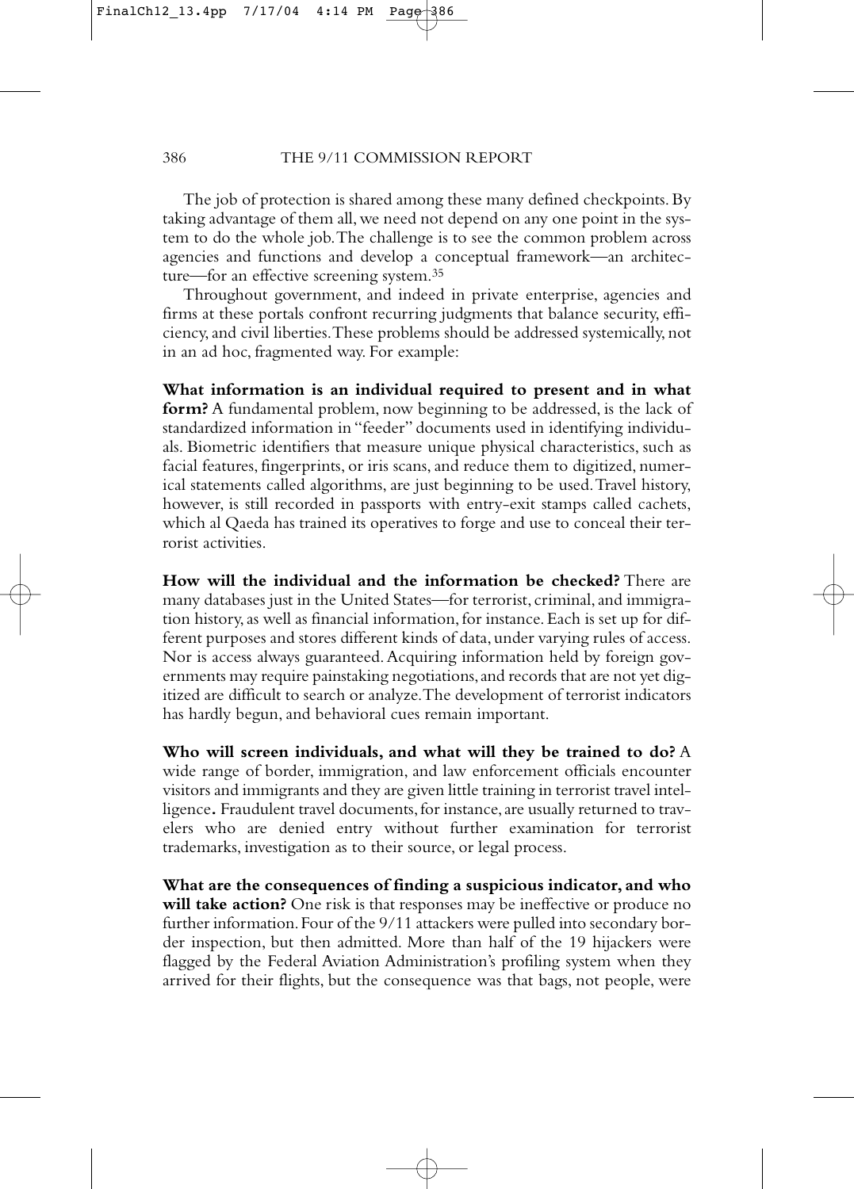The job of protection is shared among these many defined checkpoints. By taking advantage of them all, we need not depend on any one point in the system to do the whole job. The challenge is to see the common problem across agencies and functions and develop a conceptual framework—an architecture—for an effective screening system.[35]

Throughout government, and indeed in private enterprise, agencies and firms at these portals confront recurring judgments that balance security, efficiency, and civil liberties. These problems should be addressed systemically, not in an ad hoc, fragmented way. For example:

**What information is an individual required to present and in what form?** A fundamental problem, now beginning to be addressed, is the lack of standardized information in "feeder" documents used in identifying individuals. Biometric identifiers that measure unique physical characteristics, such as facial features, fingerprints, or iris scans, and reduce them to digitized, numerical statements called algorithms, are just beginning to be used. Travel history, however, is still recorded in passports with entry-exit stamps called cachets, which al Qaeda has trained its operatives to forge and use to conceal their terrorist activities.

**How will the individual and the information be checked?** There are many databases just in the United States—for terrorist, criminal, and immigration history, as well as financial information, for instance. Each is set up for different purposes and stores different kinds of data, under varying rules of access. Nor is access always guaranteed. Acquiring information held by foreign governments may require painstaking negotiations, and records that are not yet digitized are difficult to search or analyze. The development of terrorist indicators has hardly begun, and behavioral cues remain important.

**Who will screen individuals, and what will they be trained to do?** A wide range of border, immigration, and law enforcement officials encounter visitors and immigrants and they are given little training in terrorist travel intelligence**.** Fraudulent travel documents, for instance, are usually returned to travelers who are denied entry without further examination for terrorist trademarks, investigation as to their source, or legal process.

**What are the consequences of finding a suspicious indicator, and who will take action?** One risk is that responses may be ineffective or produce no further information. Four of the 9/11 attackers were pulled into secondary border inspection, but then admitted. More than half of the 19 hijackers were flagged by the Federal Aviation Administration's profiling system when they arrived for their flights, but the consequence was that bags, not people, were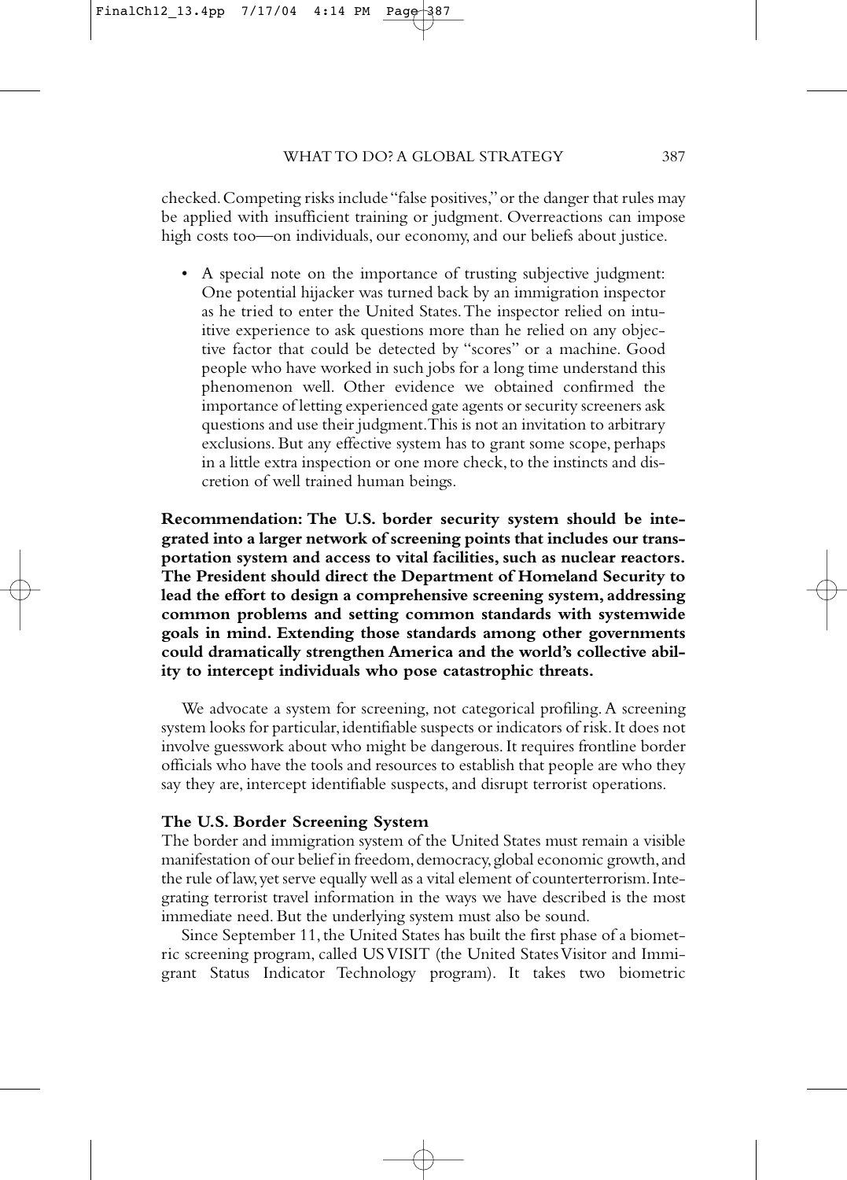checked. Competing risks include "false positives," or the danger that rules may be applied with insufficient training or judgment. Overreactions can impose high costs too—on individuals, our economy, and our beliefs about justice.

- A special note on the importance of trusting subjective judgment: One potential hijacker was turned back by an immigration inspector as he tried to enter the United States. The inspector relied on intuitive experience to ask questions more than he relied on any objective factor that could be detected by "scores" or a machine. Good people who have worked in such jobs for a long time understand this phenomenon well. Other evidence we obtained confirmed the importance of letting experienced gate agents or security screeners ask questions and use their judgment. This is not an invitation to arbitrary exclusions. But any effective system has to grant some scope, perhaps in a little extra inspection or one more check, to the instincts and discretion of well trained human beings.

**Recommendation: The U.S. border security system should be integrated into a larger network of screening points that includes our transportation system and access to vital facilities, such as nuclear reactors. The President should direct the Department of Homeland Security to lead the effort to design a comprehensive screening system, addressing common problems and setting common standards with systemwide goals in mind. Extending those standards among other governments could dramatically strengthen America and the world's collective ability to intercept individuals who pose catastrophic threats.**

We advocate a system for screening, not categorical profiling. A screening system looks for particular, identifiable suspects or indicators of risk. It does not involve guesswork about who might be dangerous. It requires frontline border officials who have the tools and resources to establish that people are who they say they are, intercept identifiable suspects, and disrupt terrorist operations.

### The U.S. Border Screening System

The border and immigration system of the United States must remain a visible manifestation of our belief in freedom, democracy, global economic growth, and the rule of law, yet serve equally well as a vital element of counterterrorism. Integrating terrorist travel information in the ways we have described is the most immediate need. But the underlying system must also be sound.

Since September 11, the United States has built the first phase of a biometric screening program, called US VISIT (the United States Visitor and Immigrant Status Indicator Technology program). It takes two biometric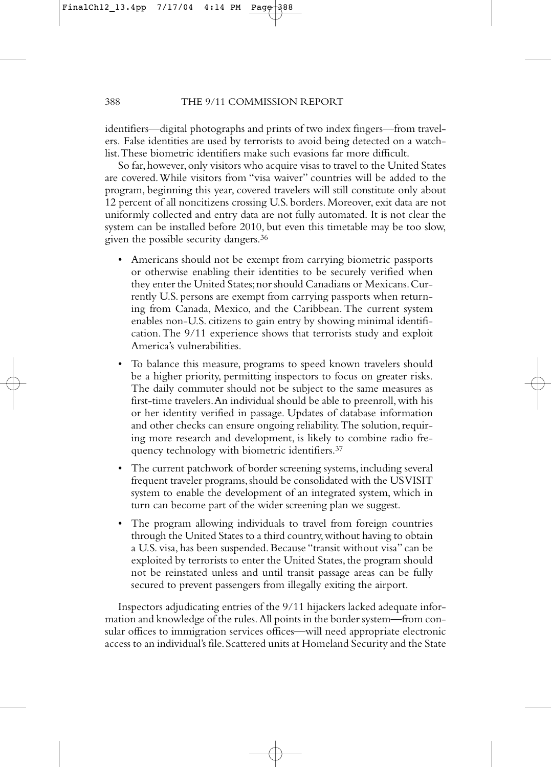identifiers—digital photographs and prints of two index fingers—from travelers. False identities are used by terrorists to avoid being detected on a watchlist. These biometric identifiers make such evasions far more difficult.

So far, however, only visitors who acquire visas to travel to the United States are covered. While visitors from "visa waiver" countries will be added to the program, beginning this year, covered travelers will still constitute only about 12 percent of all noncitizens crossing U.S. borders. Moreover, exit data are not uniformly collected and entry data are not fully automated. It is not clear the system can be installed before 2010, but even this timetable may be too slow, given the possible security dangers.[36]

- Americans should not be exempt from carrying biometric passports or otherwise enabling their identities to be securely verified when they enter the United States; nor should Canadians or Mexicans. Currently U.S. persons are exempt from carrying passports when returning from Canada, Mexico, and the Caribbean. The current system enables non-U.S. citizens to gain entry by showing minimal identification. The 9/11 experience shows that terrorists study and exploit America's vulnerabilities.
- To balance this measure, programs to speed known travelers should be a higher priority, permitting inspectors to focus on greater risks. The daily commuter should not be subject to the same measures as first-time travelers. An individual should be able to preenroll, with his or her identity verified in passage. Updates of database information and other checks can ensure ongoing reliability. The solution, requiring more research and development, is likely to combine radio frequency technology with biometric identifiers.[37]
- The current patchwork of border screening systems, including several frequent traveler programs, should be consolidated with the US VISIT system to enable the development of an integrated system, which in turn can become part of the wider screening plan we suggest.
- The program allowing individuals to travel from foreign countries through the United States to a third country, without having to obtain a U.S. visa, has been suspended. Because "transit without visa" can be exploited by terrorists to enter the United States, the program should not be reinstated unless and until transit passage areas can be fully secured to prevent passengers from illegally exiting the airport.

Inspectors adjudicating entries of the 9/11 hijackers lacked adequate information and knowledge of the rules. All points in the border system—from consular offices to immigration services offices—will need appropriate electronic access to an individual's file. Scattered units at Homeland Security and the State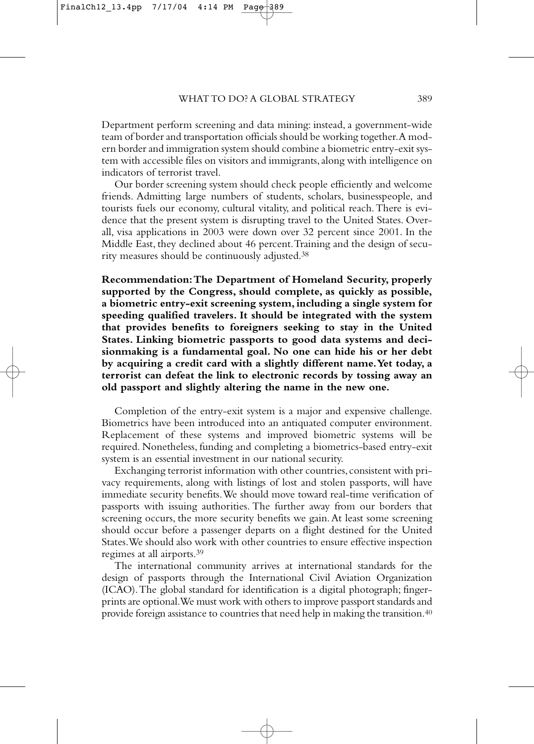Department perform screening and data mining: instead, a government-wide team of border and transportation officials should be working together. A modern border and immigration system should combine a biometric entry-exit system with accessible files on visitors and immigrants, along with intelligence on indicators of terrorist travel.

Our border screening system should check people efficiently and welcome friends. Admitting large numbers of students, scholars, businesspeople, and tourists fuels our economy, cultural vitality, and political reach. There is evidence that the present system is disrupting travel to the United States. Overall, visa applications in 2003 were down over 32 percent since 2001. In the Middle East, they declined about 46 percent. Training and the design of security measures should be continuously adjusted.[38]

**Recommendation: The Department of Homeland Security, properly supported by the Congress, should complete, as quickly as possible, a biometric entry-exit screening system, including a single system for speeding qualified travelers. It should be integrated with the system that provides benefits to foreigners seeking to stay in the United States. Linking biometric passports to good data systems and decisionmaking is a fundamental goal. No one can hide his or her debt by acquiring a credit card with a slightly different name. Yet today, a terrorist can defeat the link to electronic records by tossing away an old passport and slightly altering the name in the new one.**

Completion of the entry-exit system is a major and expensive challenge. Biometrics have been introduced into an antiquated computer environment. Replacement of these systems and improved biometric systems will be required. Nonetheless, funding and completing a biometrics-based entry-exit system is an essential investment in our national security.

Exchanging terrorist information with other countries, consistent with privacy requirements, along with listings of lost and stolen passports, will have immediate security benefits. We should move toward real-time verification of passports with issuing authorities. The further away from our borders that screening occurs, the more security benefits we gain. At least some screening should occur before a passenger departs on a flight destined for the United States. We should also work with other countries to ensure effective inspection regimes at all airports.[39]

The international community arrives at international standards for the design of passports through the International Civil Aviation Organization (ICAO). The global standard for identification is a digital photograph; fingerprints are optional. We must work with others to improve passport standards and provide foreign assistance to countries that need help in making the transition.[40]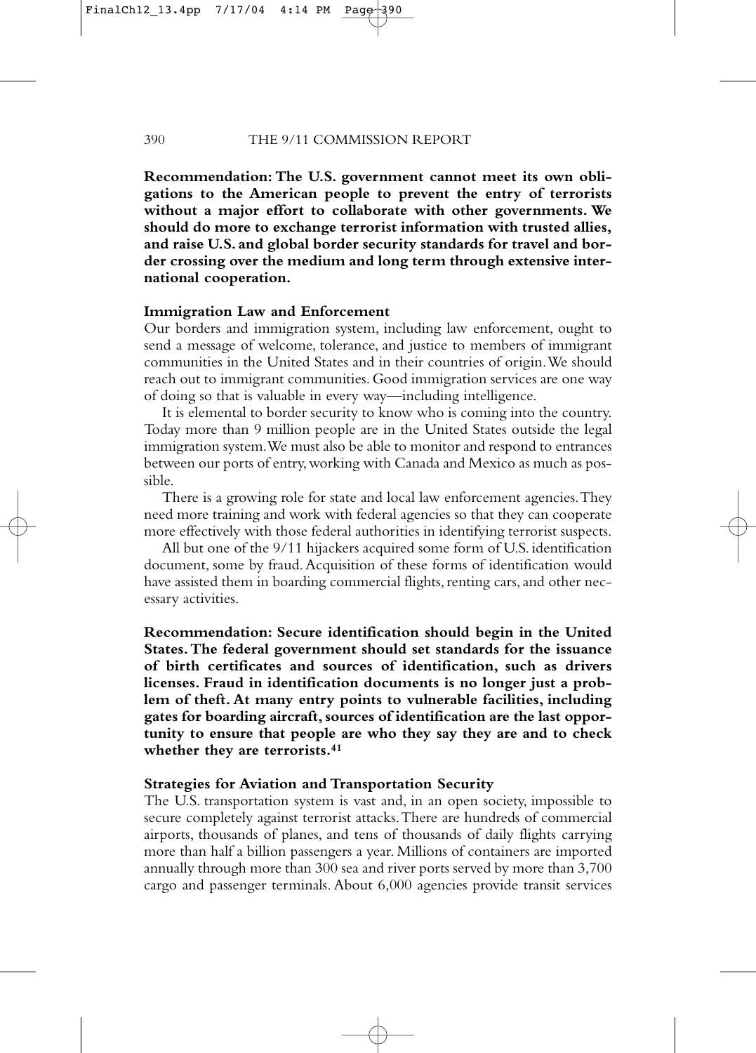**Recommendation: The U.S. government cannot meet its own obligations to the American people to prevent the entry of terrorists without a major effort to collaborate with other governments. We should do more to exchange terrorist information with trusted allies, and raise U.S. and global border security standards for travel and border crossing over the medium and long term through extensive international cooperation.**

### Immigration Law and Enforcement

Our borders and immigration system, including law enforcement, ought to send a message of welcome, tolerance, and justice to members of immigrant communities in the United States and in their countries of origin. We should reach out to immigrant communities. Good immigration services are one way of doing so that is valuable in every way—including intelligence.

It is elemental to border security to know who is coming into the country. Today more than 9 million people are in the United States outside the legal immigration system. We must also be able to monitor and respond to entrances between our ports of entry, working with Canada and Mexico as much as possible.

There is a growing role for state and local law enforcement agencies. They need more training and work with federal agencies so that they can cooperate more effectively with those federal authorities in identifying terrorist suspects.

All but one of the 9/11 hijackers acquired some form of U.S. identification document, some by fraud. Acquisition of these forms of identification would have assisted them in boarding commercial flights, renting cars, and other necessary activities.

**Recommendation: Secure identification should begin in the United States. The federal government should set standards for the issuance of birth certificates and sources of identification, such as drivers licenses. Fraud in identification documents is no longer just a problem of theft. At many entry points to vulnerable facilities, including gates for boarding aircraft, sources of identification are the last opportunity to ensure that people are who they say they are and to check whether they are terrorists.[41]**

### Strategies for Aviation and Transportation Security

The U.S. transportation system is vast and, in an open society, impossible to secure completely against terrorist attacks. There are hundreds of commercial airports, thousands of planes, and tens of thousands of daily flights carrying more than half a billion passengers a year. Millions of containers are imported annually through more than 300 sea and river ports served by more than 3,700 cargo and passenger terminals. About 6,000 agencies provide transit services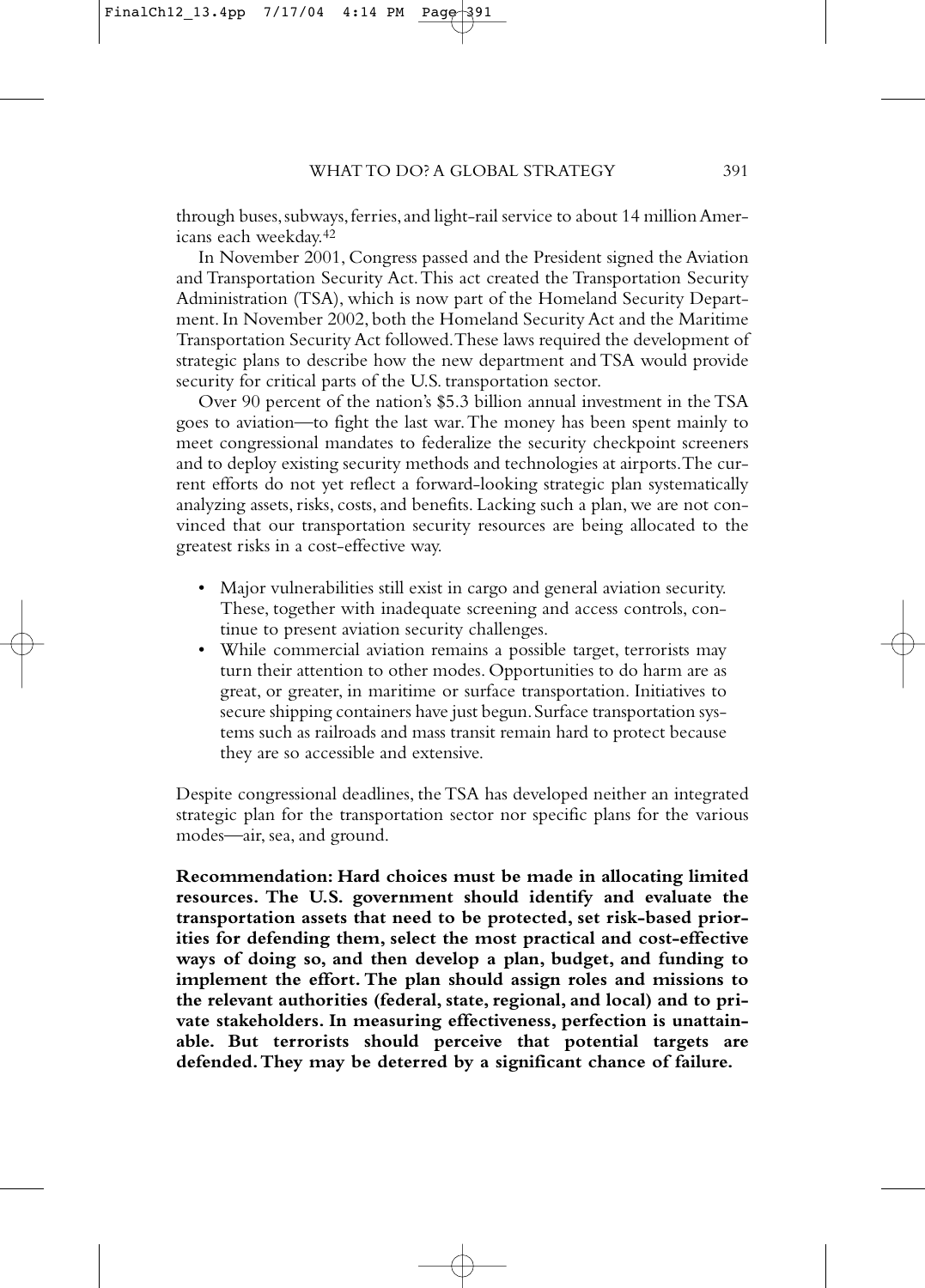through buses, subways, ferries, and light-rail service to about 14 million Americans each weekday.[42]

In November 2001, Congress passed and the President signed the Aviation and Transportation Security Act. This act created the Transportation Security Administration (TSA), which is now part of the Homeland Security Department. In November 2002, both the Homeland Security Act and the Maritime Transportation Security Act followed. These laws required the development of strategic plans to describe how the new department and TSA would provide security for critical parts of the U.S. transportation sector.

Over 90 percent of the nation's $5.3 billion annual investment in the TSA goes to aviation—to fight the last war. The money has been spent mainly to meet congressional mandates to federalize the security checkpoint screeners and to deploy existing security methods and technologies at airports. The current efforts do not yet reflect a forward-looking strategic plan systematically analyzing assets, risks, costs, and benefits. Lacking such a plan, we are not convinced that our transportation security resources are being allocated to the greatest risks in a cost-effective way.

- Major vulnerabilities still exist in cargo and general aviation security. These, together with inadequate screening and access controls, continue to present aviation security challenges.
- While commercial aviation remains a possible target, terrorists may turn their attention to other modes. Opportunities to do harm are as great, or greater, in maritime or surface transportation. Initiatives to secure shipping containers have just begun. Surface transportation systems such as railroads and mass transit remain hard to protect because they are so accessible and extensive.

Despite congressional deadlines, the TSA has developed neither an integrated strategic plan for the transportation sector nor specific plans for the various modes—air, sea, and ground.

**Recommendation: Hard choices must be made in allocating limited resources. The U.S. government should identify and evaluate the transportation assets that need to be protected, set risk-based priorities for defending them, select the most practical and cost-effective ways of doing so, and then develop a plan, budget, and funding to implement the effort. The plan should assign roles and missions to the relevant authorities (federal, state, regional, and local) and to private stakeholders. In measuring effectiveness, perfection is unattainable. But terrorists should perceive that potential targets are defended. They may be deterred by a significant chance of failure.**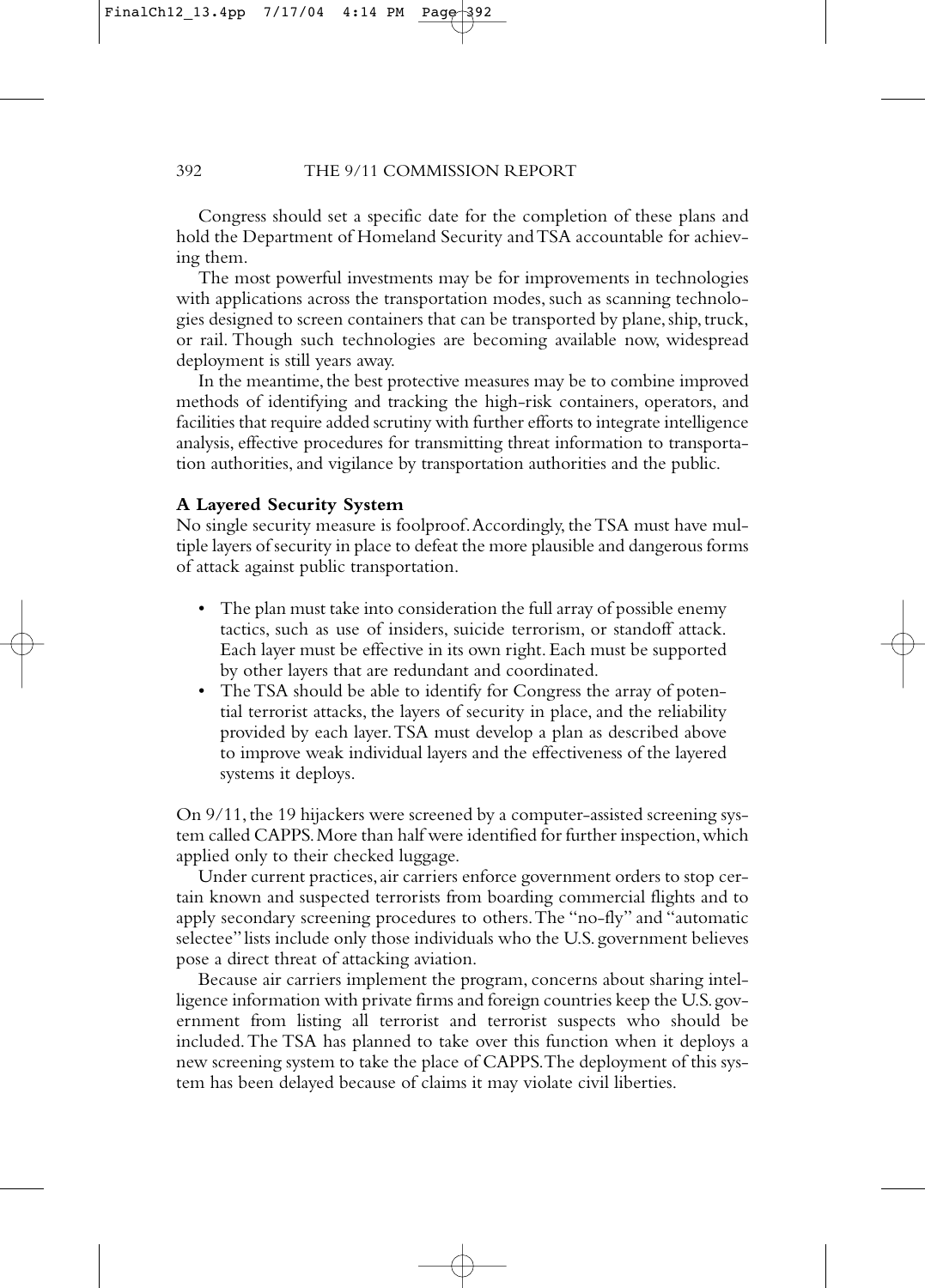Congress should set a specific date for the completion of these plans and hold the Department of Homeland Security and TSA accountable for achieving them.

The most powerful investments may be for improvements in technologies with applications across the transportation modes, such as scanning technologies designed to screen containers that can be transported by plane, ship, truck, or rail. Though such technologies are becoming available now, widespread deployment is still years away.

In the meantime, the best protective measures may be to combine improved methods of identifying and tracking the high-risk containers, operators, and facilities that require added scrutiny with further efforts to integrate intelligence analysis, effective procedures for transmitting threat information to transportation authorities, and vigilance by transportation authorities and the public.

**A Layered Security System**

No single security measure is foolproof. Accordingly, the TSA must have multiple layers of security in place to defeat the more plausible and dangerous forms of attack against public transportation.

- The plan must take into consideration the full array of possible enemy tactics, such as use of insiders, suicide terrorism, or standoff attack. Each layer must be effective in its own right. Each must be supported by other layers that are redundant and coordinated.
- The TSA should be able to identify for Congress the array of potential terrorist attacks, the layers of security in place, and the reliability provided by each layer. TSA must develop a plan as described above to improve weak individual layers and the effectiveness of the layered systems it deploys.

On 9/11, the 19 hijackers were screened by a computer-assisted screening system called CAPPS. More than half were identified for further inspection, which applied only to their checked luggage.

Under current practices, air carriers enforce government orders to stop certain known and suspected terrorists from boarding commercial flights and to apply secondary screening procedures to others. The "no-fly" and "automatic selectee" lists include only those individuals who the U.S. government believes pose a direct threat of attacking aviation.

Because air carriers implement the program, concerns about sharing intelligence information with private firms and foreign countries keep the U.S. government from listing all terrorist and terrorist suspects who should be included. The TSA has planned to take over this function when it deploys a new screening system to take the place of CAPPS. The deployment of this system has been delayed because of claims it may violate civil liberties.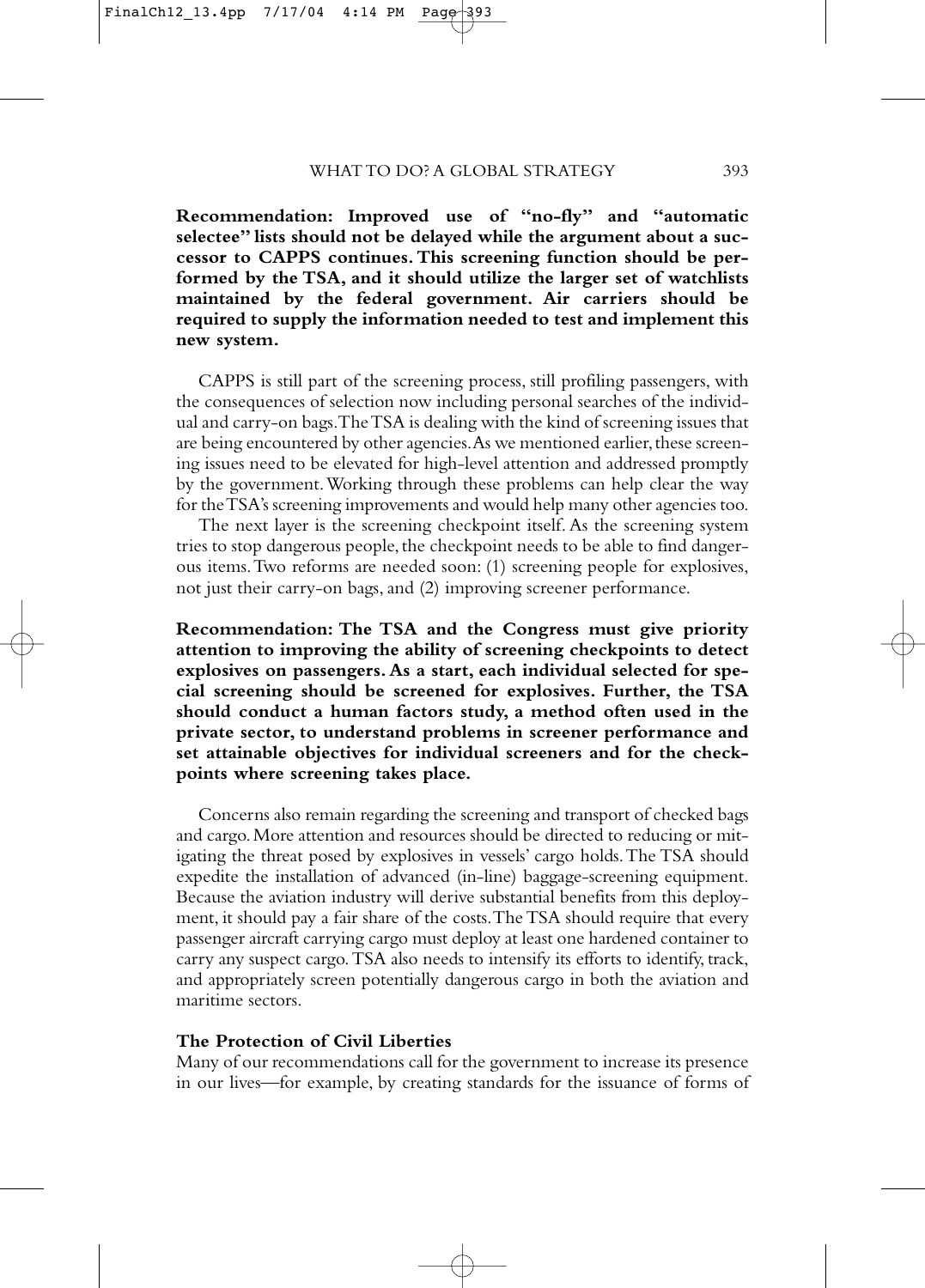**Recommendation: Improved use of "no-fly" and "automatic selectee" lists should not be delayed while the argument about a successor to CAPPS continues. This screening function should be performed by the TSA, and it should utilize the larger set of watchlists maintained by the federal government. Air carriers should be required to supply the information needed to test and implement this new system.**

CAPPS is still part of the screening process, still profiling passengers, with the consequences of selection now including personal searches of the individual and carry-on bags. The TSA is dealing with the kind of screening issues that are being encountered by other agencies. As we mentioned earlier, these screening issues need to be elevated for high-level attention and addressed promptly by the government. Working through these problems can help clear the way for the TSA's screening improvements and would help many other agencies too.

The next layer is the screening checkpoint itself. As the screening system tries to stop dangerous people, the checkpoint needs to be able to find dangerous items. Two reforms are needed soon: (1) screening people for explosives, not just their carry-on bags, and (2) improving screener performance.

**Recommendation: The TSA and the Congress must give priority attention to improving the ability of screening checkpoints to detect explosives on passengers. As a start, each individual selected for special screening should be screened for explosives. Further, the TSA should conduct a human factors study, a method often used in the private sector, to understand problems in screener performance and set attainable objectives for individual screeners and for the checkpoints where screening takes place.**

Concerns also remain regarding the screening and transport of checked bags and cargo. More attention and resources should be directed to reducing or mitigating the threat posed by explosives in vessels' cargo holds. The TSA should expedite the installation of advanced (in-line) baggage-screening equipment. Because the aviation industry will derive substantial benefits from this deployment, it should pay a fair share of the costs. The TSA should require that every passenger aircraft carrying cargo must deploy at least one hardened container to carry any suspect cargo. TSA also needs to intensify its efforts to identify, track, and appropriately screen potentially dangerous cargo in both the aviation and maritime sectors.

### The Protection of Civil Liberties

Many of our recommendations call for the government to increase its presence in our lives—for example, by creating standards for the issuance of forms of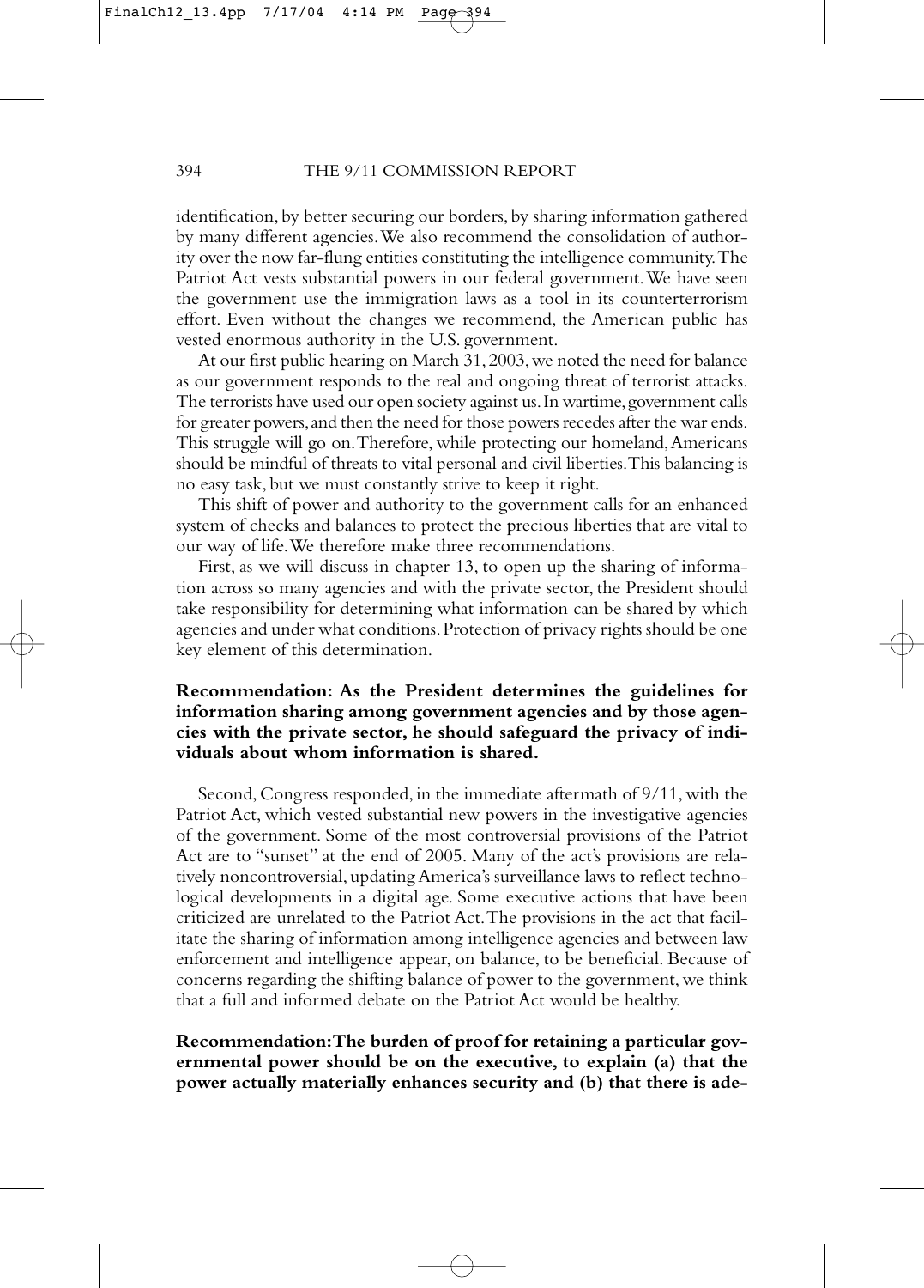identification, by better securing our borders, by sharing information gathered by many different agencies. We also recommend the consolidation of authority over the now far-flung entities constituting the intelligence community. The Patriot Act vests substantial powers in our federal government. We have seen the government use the immigration laws as a tool in its counterterrorism effort. Even without the changes we recommend, the American public has vested enormous authority in the U.S. government.

At our first public hearing on March 31, 2003, we noted the need for balance as our government responds to the real and ongoing threat of terrorist attacks. The terrorists have used our open society against us. In wartime, government calls for greater powers, and then the need for those powers recedes after the war ends. This struggle will go on. Therefore, while protecting our homeland, Americans should be mindful of threats to vital personal and civil liberties. This balancing is no easy task, but we must constantly strive to keep it right.

This shift of power and authority to the government calls for an enhanced system of checks and balances to protect the precious liberties that are vital to our way of life. We therefore make three recommendations.

First, as we will discuss in chapter 13, to open up the sharing of information across so many agencies and with the private sector, the President should take responsibility for determining what information can be shared by which agencies and under what conditions. Protection of privacy rights should be one key element of this determination.

**Recommendation: As the President determines the guidelines for information sharing among government agencies and by those agencies with the private sector, he should safeguard the privacy of individuals about whom information is shared.**

Second, Congress responded, in the immediate aftermath of 9/11, with the Patriot Act, which vested substantial new powers in the investigative agencies of the government. Some of the most controversial provisions of the Patriot Act are to "sunset" at the end of 2005. Many of the act's provisions are relatively noncontroversial, updating America's surveillance laws to reflect technological developments in a digital age. Some executive actions that have been criticized are unrelated to the Patriot Act. The provisions in the act that facilitate the sharing of information among intelligence agencies and between law enforcement and intelligence appear, on balance, to be beneficial. Because of concerns regarding the shifting balance of power to the government, we think that a full and informed debate on the Patriot Act would be healthy.

**Recommendation: The burden of proof for retaining a particular governmental power should be on the executive, to explain (a) that the power actually materially enhances security and (b) that there is ade-**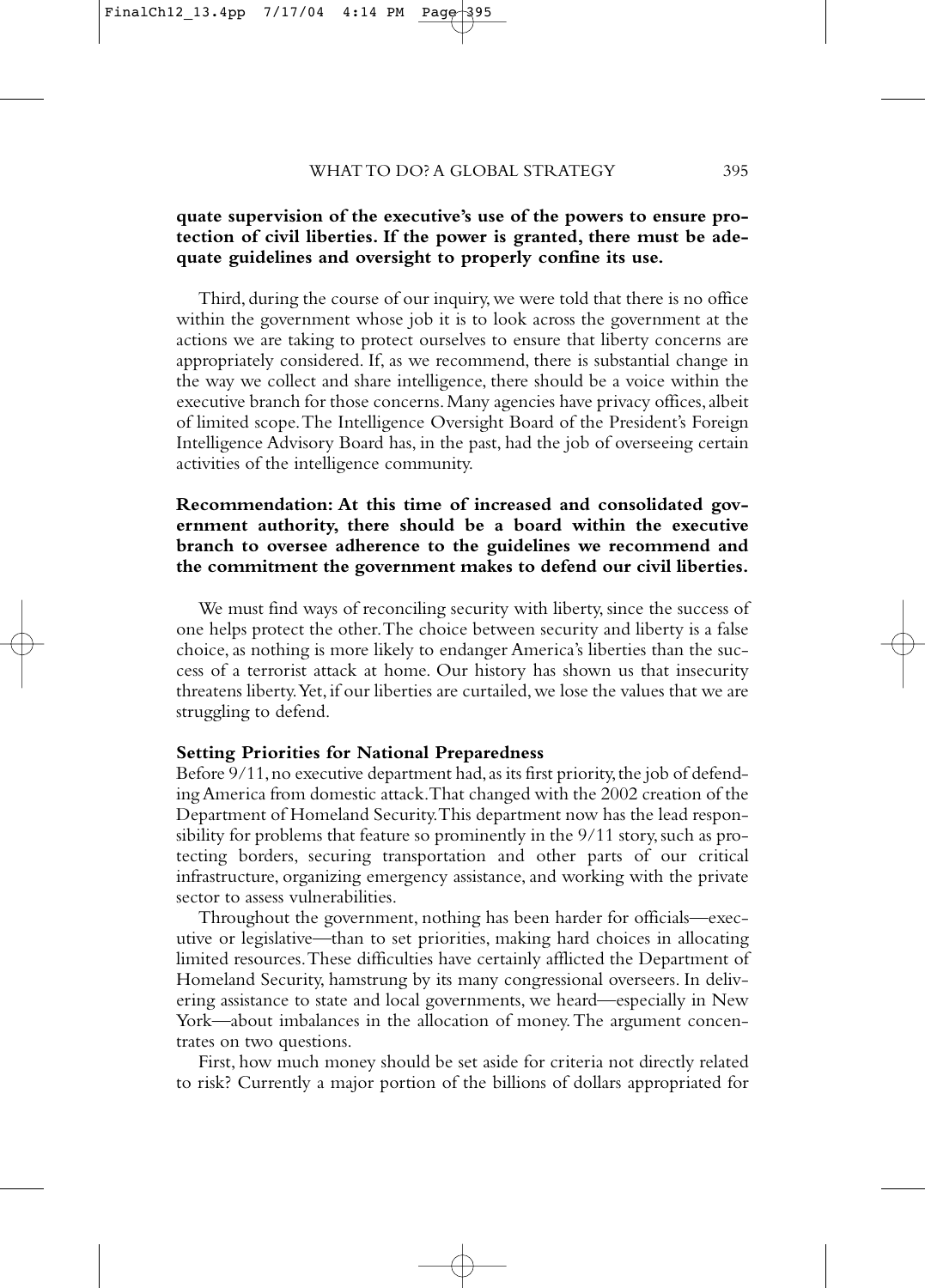**quate supervision of the executive's use of the powers to ensure protection of civil liberties. If the power is granted, there must be adequate guidelines and oversight to properly confine its use.**

Third, during the course of our inquiry, we were told that there is no office within the government whose job it is to look across the government at the actions we are taking to protect ourselves to ensure that liberty concerns are appropriately considered. If, as we recommend, there is substantial change in the way we collect and share intelligence, there should be a voice within the executive branch for those concerns. Many agencies have privacy offices, albeit of limited scope. The Intelligence Oversight Board of the President's Foreign Intelligence Advisory Board has, in the past, had the job of overseeing certain activities of the intelligence community.

**Recommendation: At this time of increased and consolidated government authority, there should be a board within the executive branch to oversee adherence to the guidelines we recommend and the commitment the government makes to defend our civil liberties.**

We must find ways of reconciling security with liberty, since the success of one helps protect the other. The choice between security and liberty is a false choice, as nothing is more likely to endanger America's liberties than the success of a terrorist attack at home. Our history has shown us that insecurity threatens liberty. Yet, if our liberties are curtailed, we lose the values that we are struggling to defend.

### Setting Priorities for National Preparedness

Before 9/11, no executive department had, as its first priority, the job of defending America from domestic attack. That changed with the 2002 creation of the Department of Homeland Security. This department now has the lead responsibility for problems that feature so prominently in the 9/11 story, such as protecting borders, securing transportation and other parts of our critical infrastructure, organizing emergency assistance, and working with the private sector to assess vulnerabilities.

Throughout the government, nothing has been harder for officials—executive or legislative—than to set priorities, making hard choices in allocating limited resources. These difficulties have certainly afflicted the Department of Homeland Security, hamstrung by its many congressional overseers. In delivering assistance to state and local governments, we heard—especially in New York—about imbalances in the allocation of money. The argument concentrates on two questions.

First, how much money should be set aside for criteria not directly related to risk? Currently a major portion of the billions of dollars appropriated for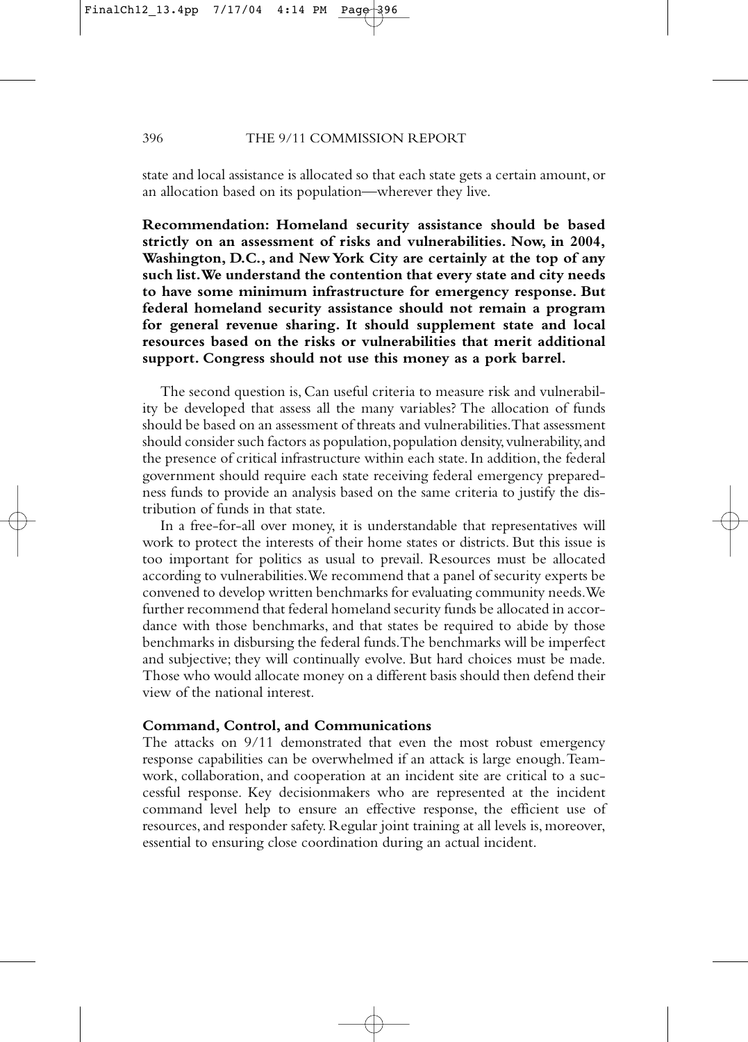state and local assistance is allocated so that each state gets a certain amount, or an allocation based on its population—wherever they live.

**Recommendation: Homeland security assistance should be based strictly on an assessment of risks and vulnerabilities. Now, in 2004, Washington, D.C., and New York City are certainly at the top of any such list. We understand the contention that every state and city needs to have some minimum infrastructure for emergency response. But federal homeland security assistance should not remain a program for general revenue sharing. It should supplement state and local resources based on the risks or vulnerabilities that merit additional support. Congress should not use this money as a pork barrel.**

The second question is, Can useful criteria to measure risk and vulnerability be developed that assess all the many variables? The allocation of funds should be based on an assessment of threats and vulnerabilities. That assessment should consider such factors as population, population density, vulnerability, and the presence of critical infrastructure within each state. In addition, the federal government should require each state receiving federal emergency preparedness funds to provide an analysis based on the same criteria to justify the distribution of funds in that state.

In a free-for-all over money, it is understandable that representatives will work to protect the interests of their home states or districts. But this issue is too important for politics as usual to prevail. Resources must be allocated according to vulnerabilities. We recommend that a panel of security experts be convened to develop written benchmarks for evaluating community needs. We further recommend that federal homeland security funds be allocated in accordance with those benchmarks, and that states be required to abide by those benchmarks in disbursing the federal funds. The benchmarks will be imperfect and subjective; they will continually evolve. But hard choices must be made. Those who would allocate money on a different basis should then defend their view of the national interest.

**Command, Control, and Communications**

The attacks on 9/11 demonstrated that even the most robust emergency response capabilities can be overwhelmed if an attack is large enough. Teamwork, collaboration, and cooperation at an incident site are critical to a successful response. Key decisionmakers who are represented at the incident command level help to ensure an effective response, the efficient use of resources, and responder safety. Regular joint training at all levels is, moreover, essential to ensuring close coordination during an actual incident.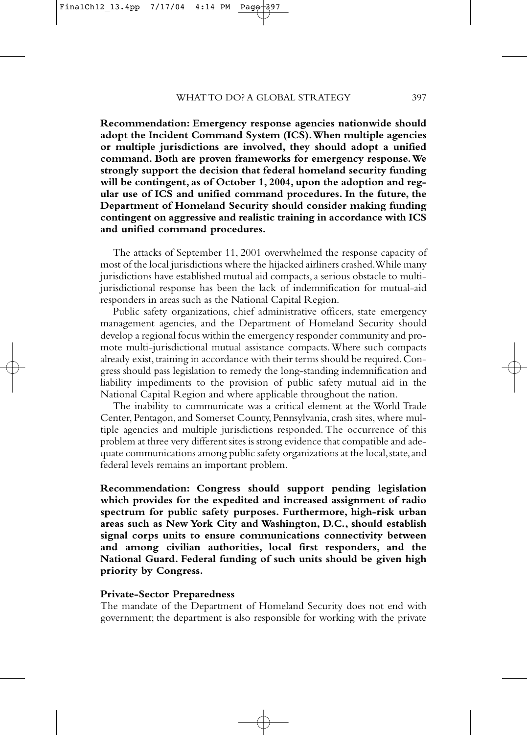**Recommendation: Emergency response agencies nationwide should adopt the Incident Command System (ICS). When multiple agencies or multiple jurisdictions are involved, they should adopt a unified command. Both are proven frameworks for emergency response. We strongly support the decision that federal homeland security funding will be contingent, as of October 1, 2004, upon the adoption and regular use of ICS and unified command procedures. In the future, the Department of Homeland Security should consider making funding contingent on aggressive and realistic training in accordance with ICS and unified command procedures.**

The attacks of September 11, 2001 overwhelmed the response capacity of most of the local jurisdictions where the hijacked airliners crashed. While many jurisdictions have established mutual aid compacts, a serious obstacle to multi-jurisdictional response has been the lack of indemnification for mutual-aid responders in areas such as the National Capital Region.

Public safety organizations, chief administrative officers, state emergency management agencies, and the Department of Homeland Security should develop a regional focus within the emergency responder community and promote multi-jurisdictional mutual assistance compacts. Where such compacts already exist, training in accordance with their terms should be required. Congress should pass legislation to remedy the long-standing indemnification and liability impediments to the provision of public safety mutual aid in the National Capital Region and where applicable throughout the nation.

The inability to communicate was a critical element at the World Trade Center, Pentagon, and Somerset County, Pennsylvania, crash sites, where multiple agencies and multiple jurisdictions responded. The occurrence of this problem at three very different sites is strong evidence that compatible and adequate communications among public safety organizations at the local, state, and federal levels remains an important problem.

**Recommendation: Congress should support pending legislation which provides for the expedited and increased assignment of radio spectrum for public safety purposes. Furthermore, high-risk urban areas such as New York City and Washington, D.C., should establish signal corps units to ensure communications connectivity between and among civilian authorities, local first responders, and the National Guard. Federal funding of such units should be given high priority by Congress.**

### Private-Sector Preparedness

The mandate of the Department of Homeland Security does not end with government; the department is also responsible for working with the private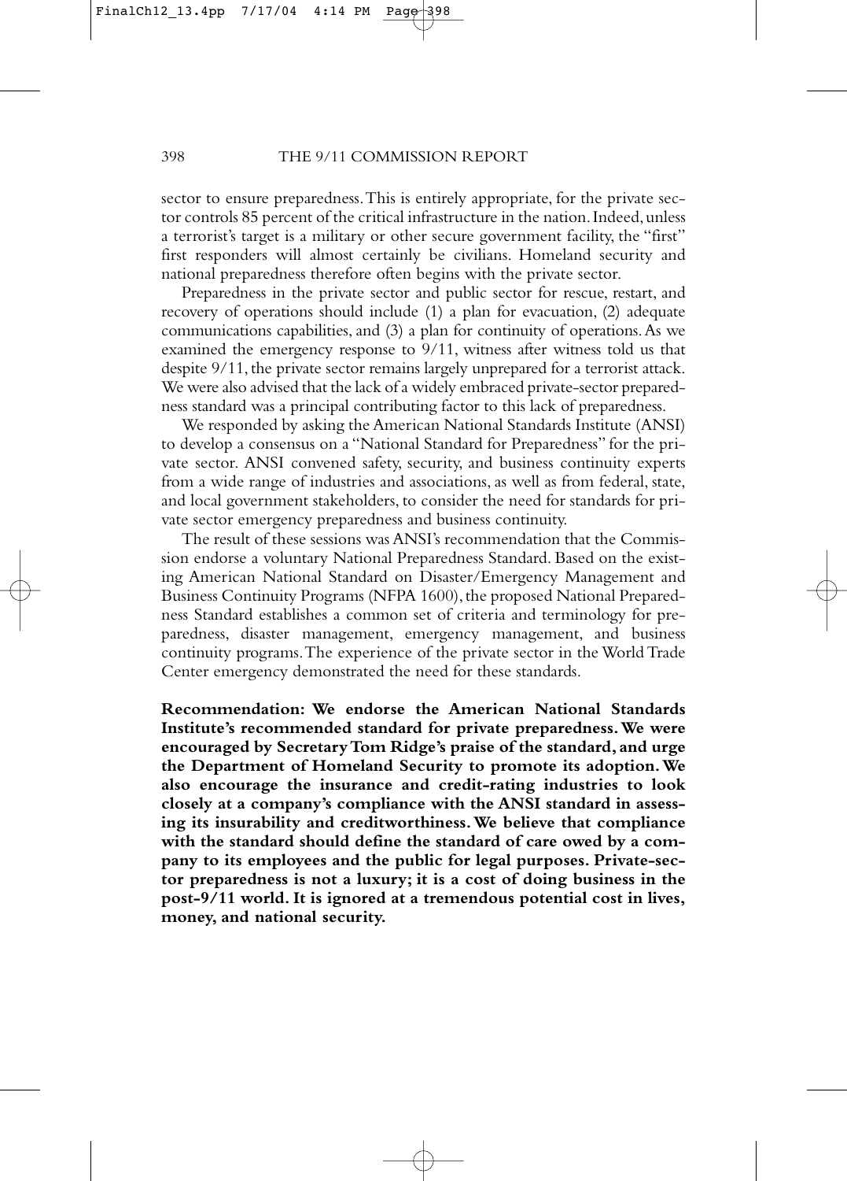sector to ensure preparedness. This is entirely appropriate, for the private sector controls 85 percent of the critical infrastructure in the nation. Indeed, unless a terrorist's target is a military or other secure government facility, the "first" first responders will almost certainly be civilians. Homeland security and national preparedness therefore often begins with the private sector.

Preparedness in the private sector and public sector for rescue, restart, and recovery of operations should include (1) a plan for evacuation, (2) adequate communications capabilities, and (3) a plan for continuity of operations. As we examined the emergency response to 9/11, witness after witness told us that despite 9/11, the private sector remains largely unprepared for a terrorist attack. We were also advised that the lack of a widely embraced private-sector preparedness standard was a principal contributing factor to this lack of preparedness.

We responded by asking the American National Standards Institute (ANSI) to develop a consensus on a "National Standard for Preparedness" for the private sector. ANSI convened safety, security, and business continuity experts from a wide range of industries and associations, as well as from federal, state, and local government stakeholders, to consider the need for standards for private sector emergency preparedness and business continuity.

The result of these sessions was ANSI's recommendation that the Commission endorse a voluntary National Preparedness Standard. Based on the existing American National Standard on Disaster/Emergency Management and Business Continuity Programs (NFPA 1600), the proposed National Preparedness Standard establishes a common set of criteria and terminology for preparedness, disaster management, emergency management, and business continuity programs. The experience of the private sector in the World Trade Center emergency demonstrated the need for these standards.

**Recommendation: We endorse the American National Standards Institute's recommended standard for private preparedness. We were encouraged by Secretary Tom Ridge's praise of the standard, and urge the Department of Homeland Security to promote its adoption. We also encourage the insurance and credit-rating industries to look closely at a company's compliance with the ANSI standard in assessing its insurability and creditworthiness. We believe that compliance with the standard should define the standard of care owed by a company to its employees and the public for legal purposes. Private-sector preparedness is not a luxury; it is a cost of doing business in the post-9/11 world. It is ignored at a tremendous potential cost in lives, money, and national security.**